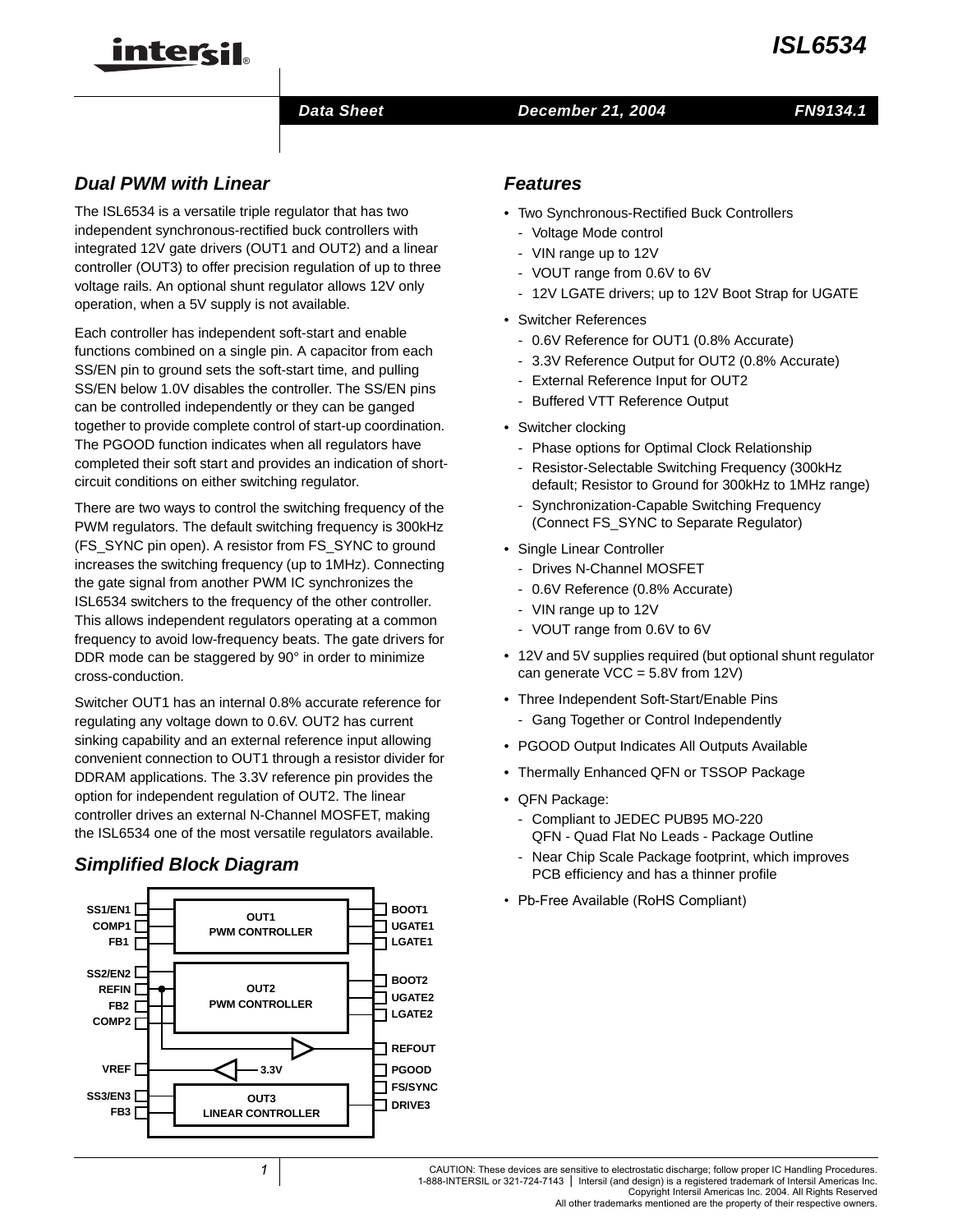# ISL6534

Data Sheet | December 21, 2004 | FN9134.1

## Dual PWM with Linear

The ISL6534 is a versatile triple regulator that has two independent synchronous-rectified buck controllers with integrated 12V gate drivers (OUT1 and OUT2) and a linear controller (OUT3) to offer precision regulation of up to three voltage rails. An optional shunt regulator allows 12V only operation, when a 5V supply is not available.

Each controller has independent soft-start and enable functions combined on a single pin. A capacitor from each SS/EN pin to ground sets the soft-start time, and pulling SS/EN below 1.0V disables the controller. The SS/EN pins can be controlled independently or they can be ganged together to provide complete control of start-up coordination. The PGOOD function indicates when all regulators have completed their soft start and provides an indication of short-circuit conditions on either switching regulator.

There are two ways to control the switching frequency of the PWM regulators. The default switching frequency is 300kHz (FS_SYNC pin open). A resistor from FS_SYNC to ground increases the switching frequency (up to 1MHz). Connecting the gate signal from another PWM IC synchronizes the ISL6534 switchers to the frequency of the other controller. This allows independent regulators operating at a common frequency to avoid low-frequency beats. The gate drivers for DDR mode can be staggered by 90° in order to minimize cross-conduction.

Switcher OUT1 has an internal 0.8% accurate reference for regulating any voltage down to 0.6V. OUT2 has current sinking capability and an external reference input allowing convenient connection to OUT1 through a resistor divider for DDRAM applications. The 3.3V reference pin provides the option for independent regulation of OUT2. The linear controller drives an external N-Channel MOSFET, making the ISL6534 one of the most versatile regulators available.

## Simplified Block Diagram

SS1/EN1, COMP1, FB1 — OUT1 PWM CONTROLLER — BOOT1, UGATE1, LGATE1

SS2/EN2, REFIN, FB2, COMP2 — OUT2 PWM CONTROLLER — BOOT2, UGATE2, LGATE2

REFOUT

VREF — 3.3V — PGOOD

FS/SYNC

SS3/EN3, FB3 — OUT3 LINEAR CONTROLLER — DRIVE3

## Features

- Two Synchronous-Rectified Buck Controllers
  - Voltage Mode control
  - VIN range up to 12V
  - VOUT range from 0.6V to 6V
  - 12V LGATE drivers; up to 12V Boot Strap for UGATE
- Switcher References
  - 0.6V Reference for OUT1 (0.8% Accurate)
  - 3.3V Reference Output for OUT2 (0.8% Accurate)
  - External Reference Input for OUT2
  - Buffered VTT Reference Output
- Switcher clocking
  - Phase options for Optimal Clock Relationship
  - Resistor-Selectable Switching Frequency (300kHz default; Resistor to Ground for 300kHz to 1MHz range)
  - Synchronization-Capable Switching Frequency (Connect FS_SYNC to Separate Regulator)
- Single Linear Controller
  - Drives N-Channel MOSFET
  - 0.6V Reference (0.8% Accurate)
  - VIN range up to 12V
  - VOUT range from 0.6V to 6V
- 12V and 5V supplies required (but optional shunt regulator can generate VCC = 5.8V from 12V)
- Three Independent Soft-Start/Enable Pins
  - Gang Together or Control Independently
- PGOOD Output Indicates All Outputs Available
- Thermally Enhanced QFN or TSSOP Package
- QFN Package:
  - Compliant to JEDEC PUB95 MO-220 QFN - Quad Flat No Leads - Package Outline
  - Near Chip Scale Package footprint, which improves PCB efficiency and has a thinner profile
- Pb-Free Available (RoHS Compliant)

CAUTION: These devices are sensitive to electrostatic discharge; follow proper IC Handling Procedures.
1-888-INTERSIL or 321-724-7143 | Intersil (and design) is a registered trademark of Intersil Americas Inc.
Copyright Intersil Americas Inc. 2004. All Rights Reserved
All other trademarks mentioned are the property of their respective owners.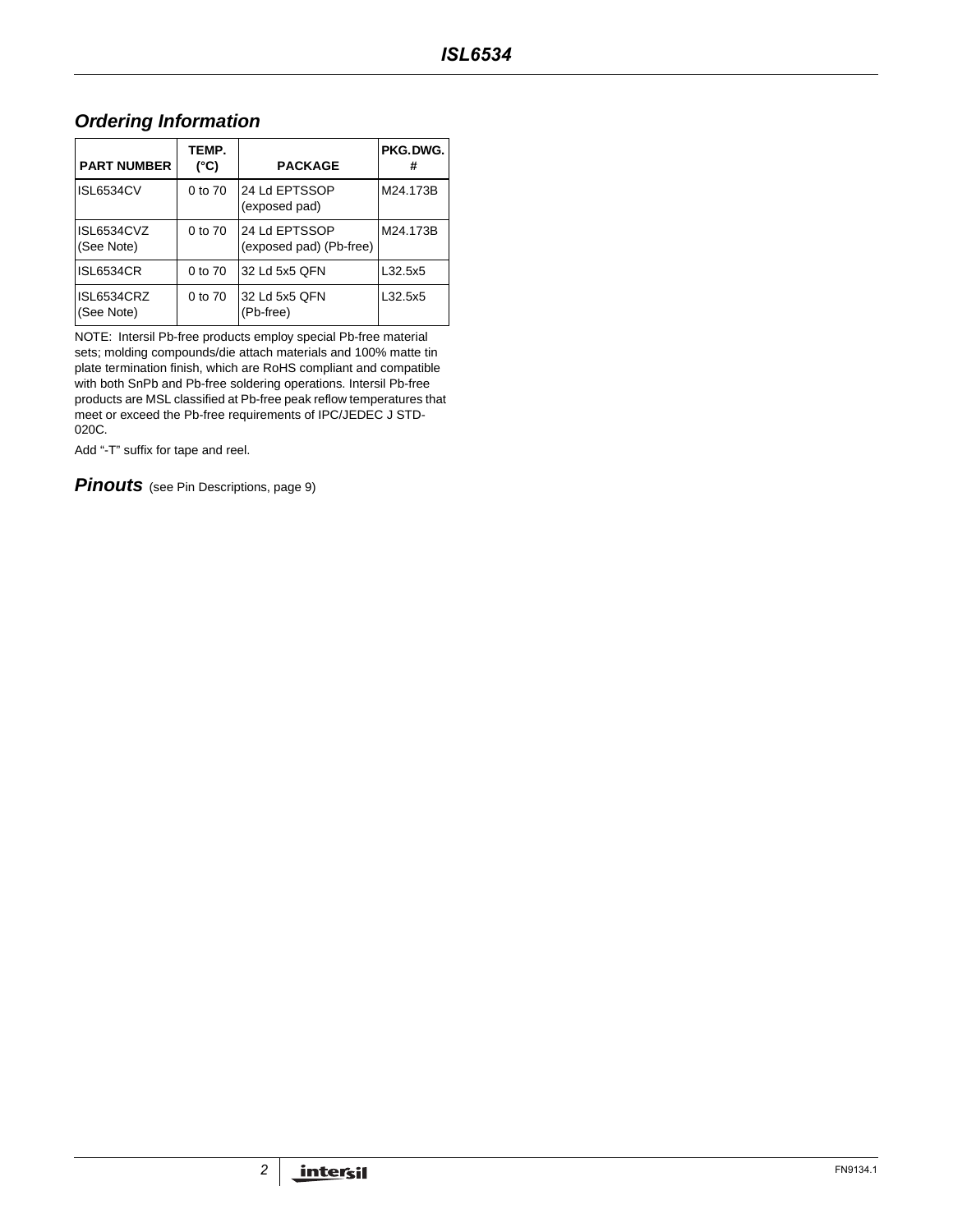## *Ordering Information*

| PART NUMBER | TEMP. (°C) | PACKAGE | PKG.DWG. # |
|---|---|---|---|
| ISL6534CV | 0 to 70 | 24 Ld EPTSSOP (exposed pad) | M24.173B |
| ISL6534CVZ (See Note) | 0 to 70 | 24 Ld EPTSSOP (exposed pad) (Pb-free) | M24.173B |
| ISL6534CR | 0 to 70 | 32 Ld 5x5 QFN | L32.5x5 |
| ISL6534CRZ (See Note) | 0 to 70 | 32 Ld 5x5 QFN (Pb-free) | L32.5x5 |

NOTE: Intersil Pb-free products employ special Pb-free material sets; molding compounds/die attach materials and 100% matte tin plate termination finish, which are RoHS compliant and compatible with both SnPb and Pb-free soldering operations. Intersil Pb-free products are MSL classified at Pb-free peak reflow temperatures that meet or exceed the Pb-free requirements of IPC/JEDEC J STD-020C.

Add "-T" suffix for tape and reel.

## *Pinouts* (see Pin Descriptions, page 9)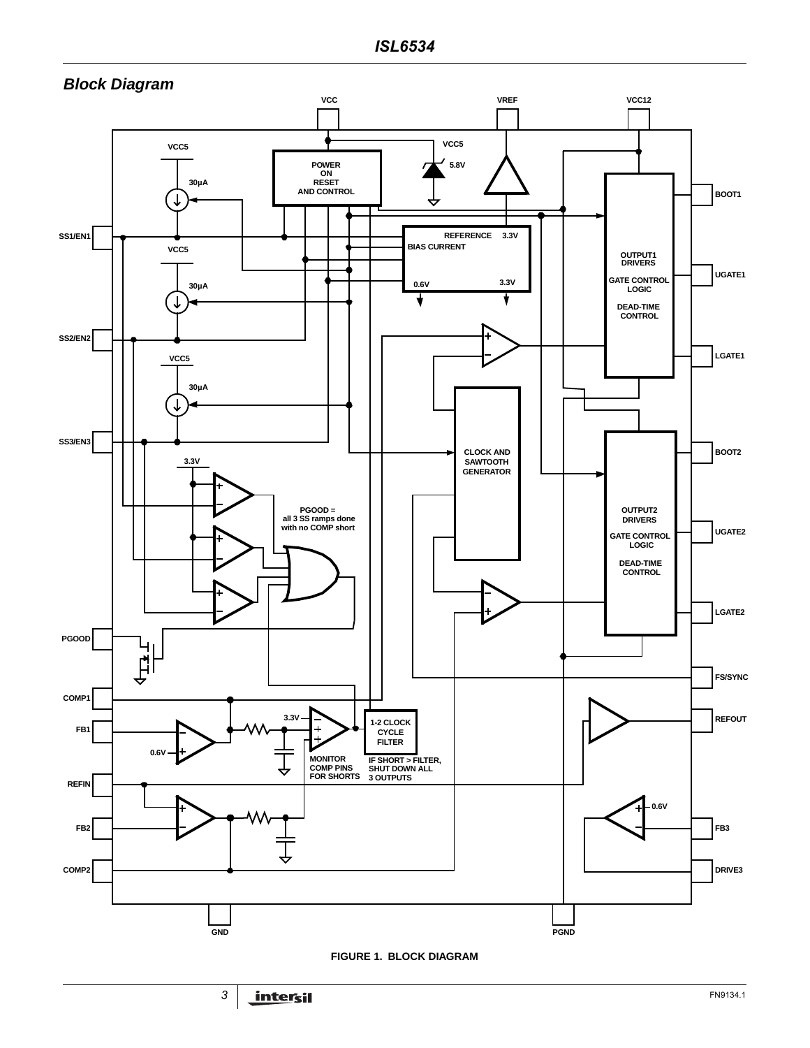## Block Diagram

VCC VREF VCC12

VCC5

POWER ON RESET AND CONTROL

VCC5

5.8V

30µA

BOOT1

SS1/EN1

REFERENCE 3.3V

BIAS CURRENT

VCC5

OUTPUT1 DRIVERS

GATE CONTROL LOGIC

DEAD-TIME CONTROL

UGATE1

30µA

0.6V 3.3V

SS2/EN2

LGATE1

VCC5

30µA

SS3/EN3

CLOCK AND SAWTOOTH GENERATOR

BOOT2

3.3V

OUTPUT2 DRIVERS

GATE CONTROL LOGIC

DEAD-TIME CONTROL

PGOOD = all 3 SS ramps done with no COMP short

UGATE2

LGATE2

PGOOD

FS/SYNC

COMP1

3.3V

1-2 CLOCK CYCLE FILTER

REFOUT

FB1

0.6V

MONITOR COMP PINS FOR SHORTS

IF SHORT > FILTER, SHUT DOWN ALL 3 OUTPUTS

REFIN

0.6V

FB2

FB3

COMP2

DRIVE3

GND PGND

**FIGURE 1. BLOCK DIAGRAM**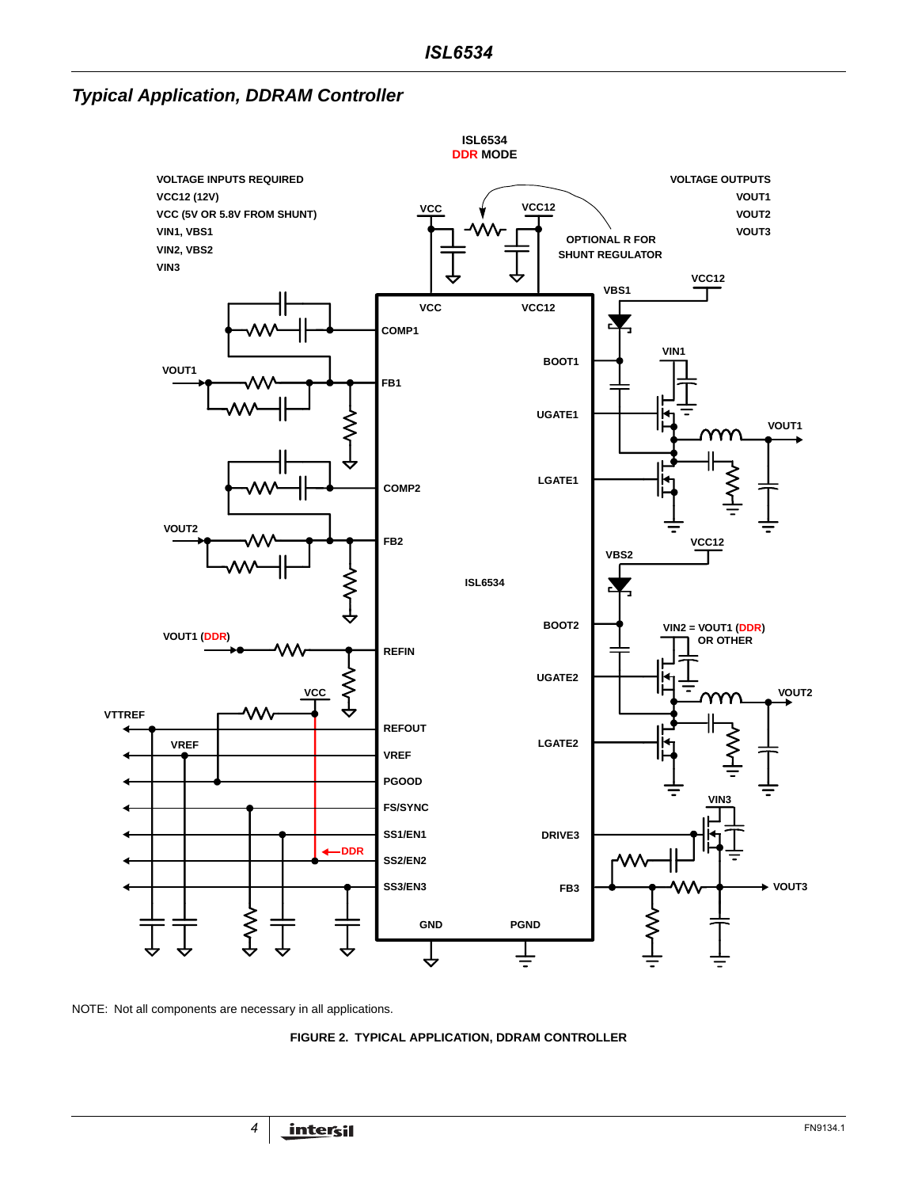## Typical Application, DDRAM Controller

NOTE: Not all components are necessary in all applications.

FIGURE 2. TYPICAL APPLICATION, DDRAM CONTROLLER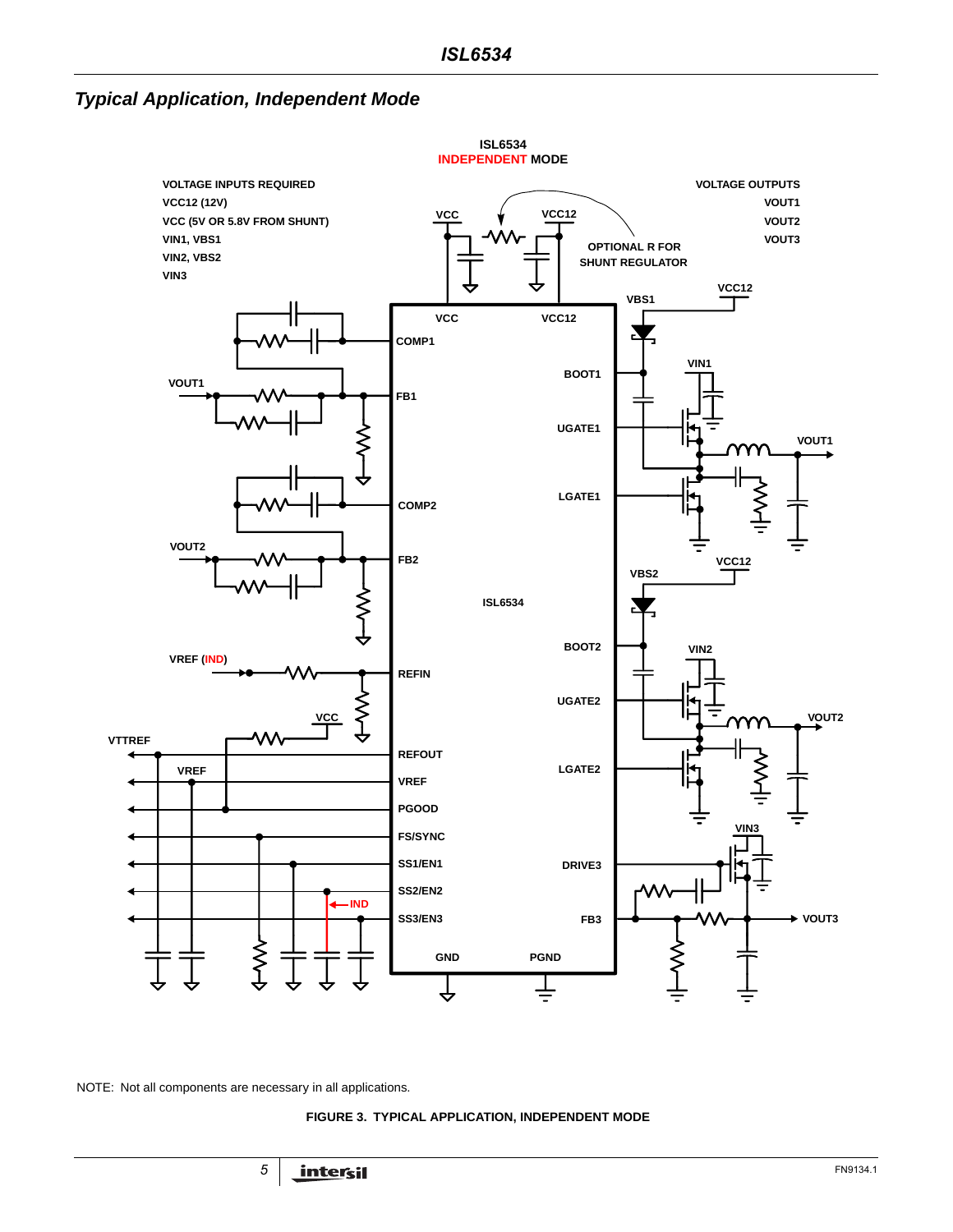## Typical Application, Independent Mode

ISL6534
INDEPENDENT MODE

VOLTAGE INPUTS REQUIRED
VCC12 (12V)
VCC (5V OR 5.8V FROM SHUNT)
VIN1, VBS1
VIN2, VBS2
VIN3

VOLTAGE OUTPUTS
VOUT1
VOUT2
VOUT3

OPTIONAL R FOR SHUNT REGULATOR

NOTE: Not all components are necessary in all applications.

**FIGURE 3. TYPICAL APPLICATION, INDEPENDENT MODE**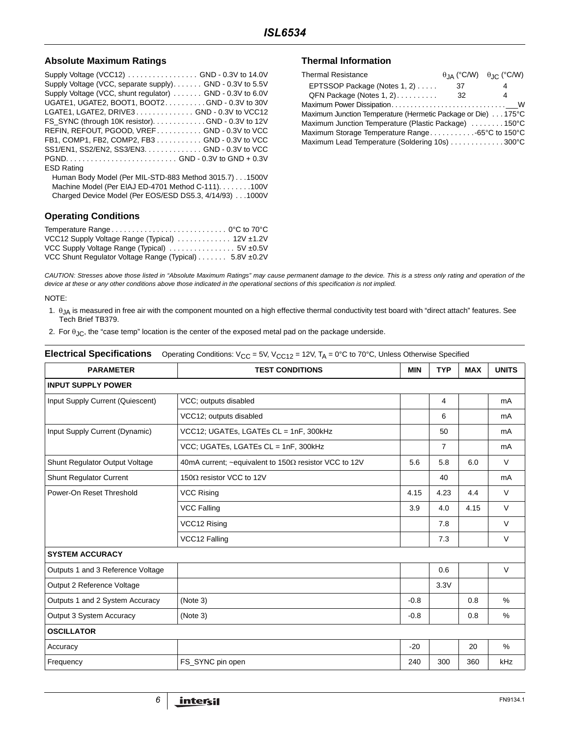## Absolute Maximum Ratings

Supply Voltage (VCC12) . . . . . . . . . . . . . . . . . GND - 0.3V to 14.0V
Supply Voltage (VCC, separate supply). . . . . . . GND - 0.3V to 5.5V
Supply Voltage (VCC, shunt regulator) . . . . . . . GND - 0.3V to 6.0V
UGATE1, UGATE2, BOOT1, BOOT2. . . . . . . . . . GND - 0.3V to 30V
LGATE1, LGATE2, DRIVE3 . . . . . . . . . . . . . . GND - 0.3V to VCC12
FS_SYNC (through 10K resistor). . . . . . . . . . . . GND - 0.3V to 12V
REFIN, REFOUT, PGOOD, VREF . . . . . . . . . . . GND - 0.3V to VCC
FB1, COMP1, FB2, COMP2, FB3 . . . . . . . . . . . GND - 0.3V to VCC
SS1/EN1, SS2/EN2, SS3/EN3. . . . . . . . . . . . . . GND - 0.3V to VCC
PGND. . . . . . . . . . . . . . . . . . . . . . . . . . . GND - 0.3V to GND + 0.3V
ESD Rating
  Human Body Model (Per MIL-STD-883 Method 3015.7) . . .1500V
  Machine Model (Per EIAJ ED-4701 Method C-111). . . . . . . .100V
  Charged Device Model (Per EOS/ESD DS5.3, 4/14/93) . . .1000V

## Operating Conditions

Temperature Range . . . . . . . . . . . . . . . . . . . . . . . . . . . . 0°C to 70°C
VCC12 Supply Voltage Range (Typical) . . . . . . . . . . . . . 12V ±1.2V
VCC Supply Voltage Range (Typical) . . . . . . . . . . . . . . . . 5V ±0.5V
VCC Shunt Regulator Voltage Range (Typical) . . . . . . . 5.8V ±0.2V

## Thermal Information

| Thermal Resistance | $\theta_{JA}$ (°C/W) | $\theta_{JC}$ (°C/W) |
|---|---|---|
| EPTSSOP Package (Notes 1, 2) | 37 | 4 |
| QFN Package (Notes 1, 2) | 32 | 4 |

Maximum Power Dissipation. . . . . . . . . . . . . . . . . . . . . . . . . . . . . ___W
Maximum Junction Temperature (Hermetic Package or Die) . . . 175°C
Maximum Junction Temperature (Plastic Package) . . . . . . . . 150°C
Maximum Storage Temperature Range . . . . . . . . . . . -65°C to 150°C
Maximum Lead Temperature (Soldering 10s) . . . . . . . . . . . . . 300°C

*CAUTION: Stresses above those listed in "Absolute Maximum Ratings" may cause permanent damage to the device. This is a stress only rating and operation of the device at these or any other conditions above those indicated in the operational sections of this specification is not implied.*

NOTE:

1. $\theta_{JA}$ is measured in free air with the component mounted on a high effective thermal conductivity test board with "direct attach" features. See Tech Brief TB379.
2. For $\theta_{JC}$, the "case temp" location is the center of the exposed metal pad on the package underside.

## Electrical Specifications

Operating Conditions: $V_{CC}$ = 5V, $V_{CC12}$ = 12V, $T_A$ = 0°C to 70°C, Unless Otherwise Specified

| PARAMETER | TEST CONDITIONS | MIN | TYP | MAX | UNITS |
|---|---|---|---|---|---|
| **INPUT SUPPLY POWER** | | | | | |
| Input Supply Current (Quiescent) | VCC; outputs disabled | | 4 | | mA |
| | VCC12; outputs disabled | | 6 | | mA |
| Input Supply Current (Dynamic) | VCC12; UGATEs, LGATEs CL = 1nF, 300kHz | | 50 | | mA |
| | VCC; UGATEs, LGATEs CL = 1nF, 300kHz | | 7 | | mA |
| Shunt Regulator Output Voltage | 40mA current; ~equivalent to 150Ω resistor VCC to 12V | 5.6 | 5.8 | 6.0 | V |
| Shunt Regulator Current | 150Ω resistor VCC to 12V | | 40 | | mA |
| Power-On Reset Threshold | VCC Rising | 4.15 | 4.23 | 4.4 | V |
| | VCC Falling | 3.9 | 4.0 | 4.15 | V |
| | VCC12 Rising | | 7.8 | | V |
| | VCC12 Falling | | 7.3 | | V |
| **SYSTEM ACCURACY** | | | | | |
| Outputs 1 and 3 Reference Voltage | | | 0.6 | | V |
| Output 2 Reference Voltage | | | 3.3V | | |
| Outputs 1 and 2 System Accuracy | (Note 3) | -0.8 | | 0.8 | % |
| Output 3 System Accuracy | (Note 3) | -0.8 | | 0.8 | % |
| **OSCILLATOR** | | | | | |
| Accuracy | | -20 | | 20 | % |
| Frequency | FS_SYNC pin open | 240 | 300 | 360 | kHz |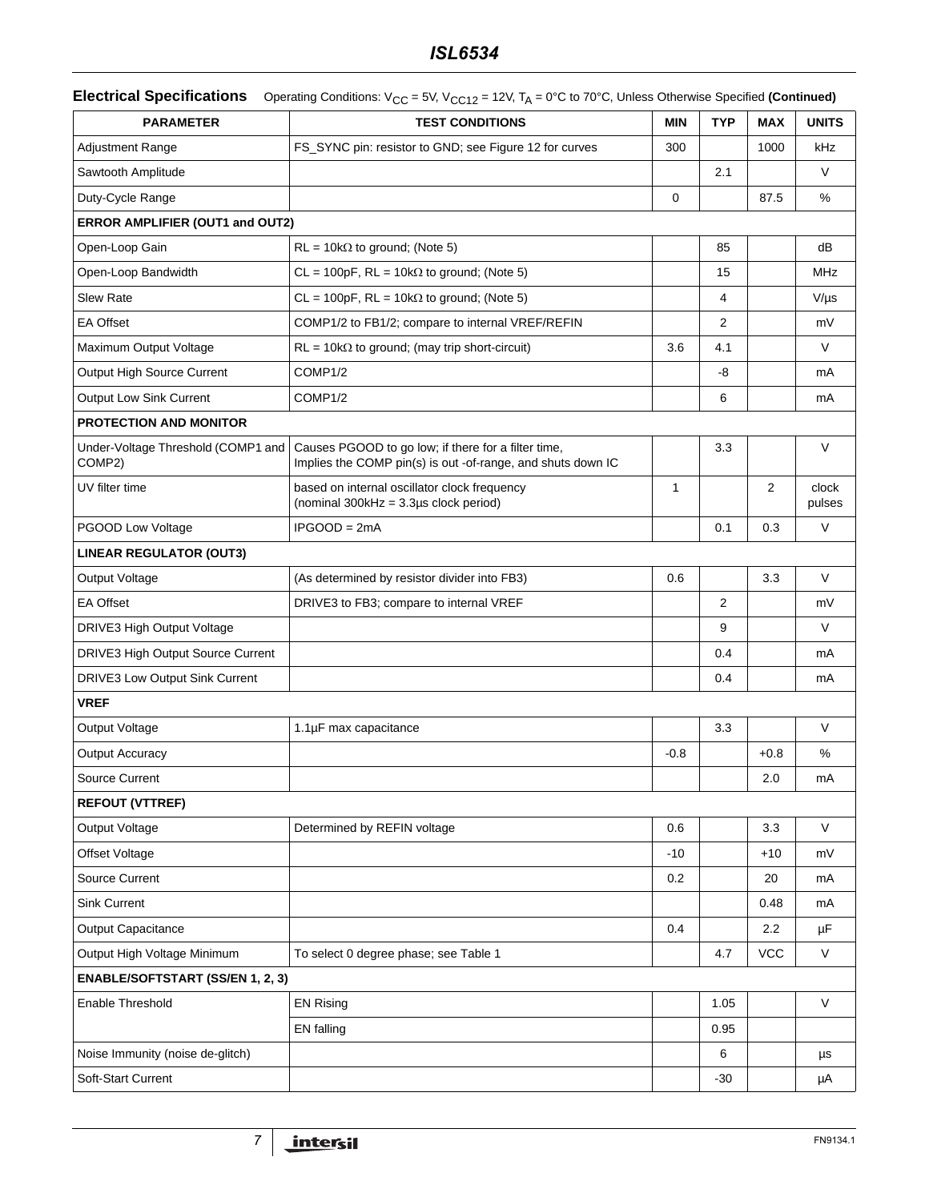**Electrical Specifications** Operating Conditions: $V_{CC}$ = 5V, $V_{CC12}$ = 12V, $T_A$ = 0°C to 70°C, Unless Otherwise Specified **(Continued)**

| PARAMETER | TEST CONDITIONS | MIN | TYP | MAX | UNITS |
|---|---|---|---|---|---|
| Adjustment Range | FS_SYNC pin: resistor to GND; see Figure 12 for curves | 300 | | 1000 | kHz |
| Sawtooth Amplitude | | | 2.1 | | V |
| Duty-Cycle Range | | 0 | | 87.5 | % |
| **ERROR AMPLIFIER (OUT1 and OUT2)** | | | | | |
| Open-Loop Gain | RL = 10kΩ to ground; (Note 5) | | 85 | | dB |
| Open-Loop Bandwidth | CL = 100pF, RL = 10kΩ to ground; (Note 5) | | 15 | | MHz |
| Slew Rate | CL = 100pF, RL = 10kΩ to ground; (Note 5) | | 4 | | V/µs |
| EA Offset | COMP1/2 to FB1/2; compare to internal VREF/REFIN | | 2 | | mV |
| Maximum Output Voltage | RL = 10kΩ to ground; (may trip short-circuit) | 3.6 | 4.1 | | V |
| Output High Source Current | COMP1/2 | | -8 | | mA |
| Output Low Sink Current | COMP1/2 | | 6 | | mA |
| **PROTECTION AND MONITOR** | | | | | |
| Under-Voltage Threshold (COMP1 and COMP2) | Causes PGOOD to go low; if there for a filter time, Implies the COMP pin(s) is out -of-range, and shuts down IC | | 3.3 | | V |
| UV filter time | based on internal oscillator clock frequency (nominal 300kHz = 3.3µs clock period) | 1 | | 2 | clock pulses |
| PGOOD Low Voltage | IPGOOD = 2mA | | 0.1 | 0.3 | V |
| **LINEAR REGULATOR (OUT3)** | | | | | |
| Output Voltage | (As determined by resistor divider into FB3) | 0.6 | | 3.3 | V |
| EA Offset | DRIVE3 to FB3; compare to internal VREF | | 2 | | mV |
| DRIVE3 High Output Voltage | | | 9 | | V |
| DRIVE3 High Output Source Current | | | 0.4 | | mA |
| DRIVE3 Low Output Sink Current | | | 0.4 | | mA |
| **VREF** | | | | | |
| Output Voltage | 1.1µF max capacitance | | 3.3 | | V |
| Output Accuracy | | -0.8 | | +0.8 | % |
| Source Current | | | | 2.0 | mA |
| **REFOUT (VTTREF)** | | | | | |
| Output Voltage | Determined by REFIN voltage | 0.6 | | 3.3 | V |
| Offset Voltage | | -10 | | +10 | mV |
| Source Current | | 0.2 | | 20 | mA |
| Sink Current | | | | 0.48 | mA |
| Output Capacitance | | 0.4 | | 2.2 | µF |
| Output High Voltage Minimum | To select 0 degree phase; see Table 1 | | 4.7 | VCC | V |
| **ENABLE/SOFTSTART (SS/EN 1, 2, 3)** | | | | | |
| Enable Threshold | EN Rising | | 1.05 | | V |
| | EN falling | | 0.95 | | |
| Noise Immunity (noise de-glitch) | | | 6 | | µs |
| Soft-Start Current | | | -30 | | µA |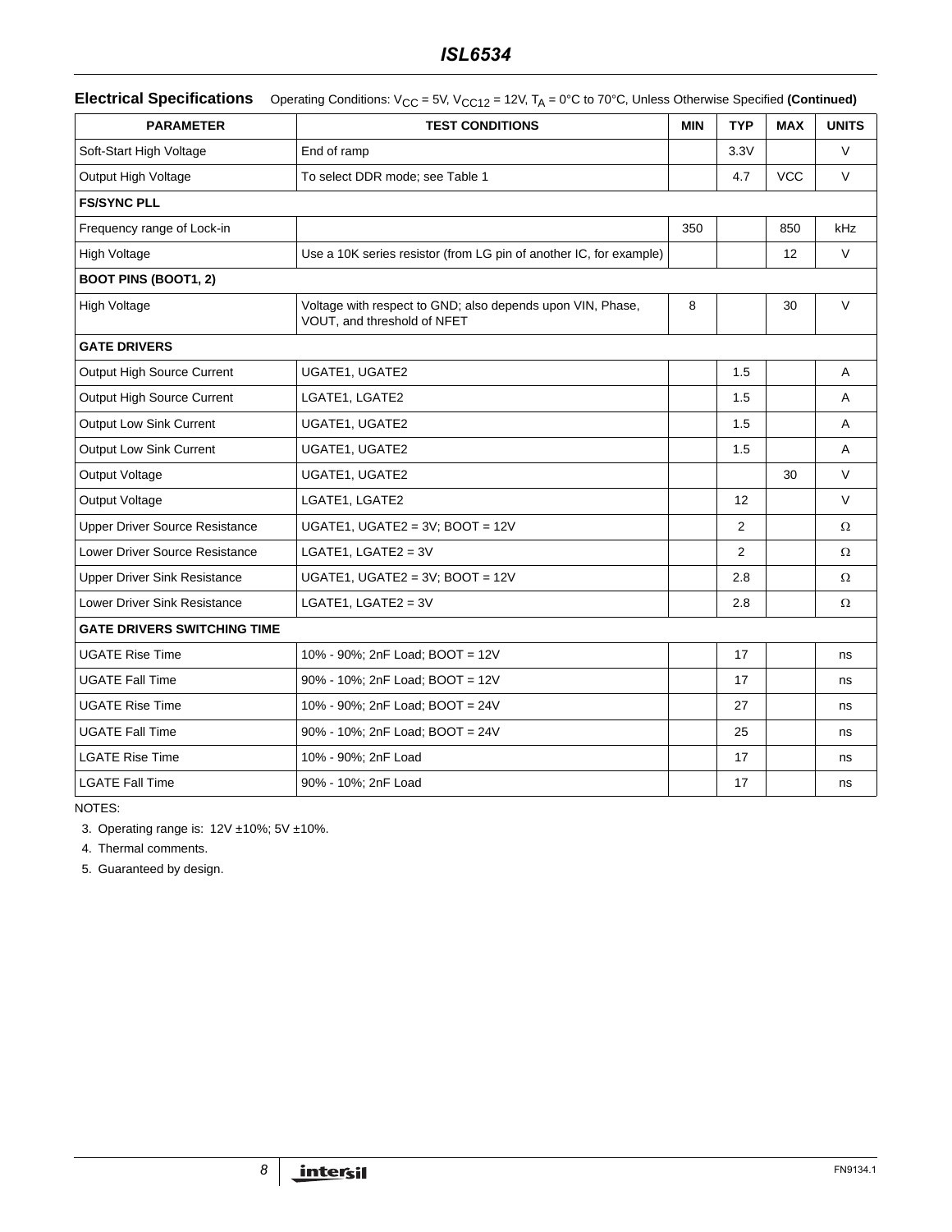## Electrical Specifications

Operating Conditions: $V_{CC}$ = 5V, $V_{CC12}$ = 12V, $T_A$ = 0°C to 70°C, Unless Otherwise Specified **(Continued)**

| PARAMETER | TEST CONDITIONS | MIN | TYP | MAX | UNITS |
|---|---|---|---|---|---|
| Soft-Start High Voltage | End of ramp | | 3.3V | | V |
| Output High Voltage | To select DDR mode; see Table 1 | | 4.7 | VCC | V |
| **FS/SYNC PLL** | | | | | |
| Frequency range of Lock-in | | 350 | | 850 | kHz |
| High Voltage | Use a 10K series resistor (from LG pin of another IC, for example) | | | 12 | V |
| **BOOT PINS (BOOT1, 2)** | | | | | |
| High Voltage | Voltage with respect to GND; also depends upon VIN, Phase, VOUT, and threshold of NFET | 8 | | 30 | V |
| **GATE DRIVERS** | | | | | |
| Output High Source Current | UGATE1, UGATE2 | | 1.5 | | A |
| Output High Source Current | LGATE1, LGATE2 | | 1.5 | | A |
| Output Low Sink Current | UGATE1, UGATE2 | | 1.5 | | A |
| Output Low Sink Current | UGATE1, UGATE2 | | 1.5 | | A |
| Output Voltage | UGATE1, UGATE2 | | | 30 | V |
| Output Voltage | LGATE1, LGATE2 | | 12 | | V |
| Upper Driver Source Resistance | UGATE1, UGATE2 = 3V; BOOT = 12V | | 2 | | Ω |
| Lower Driver Source Resistance | LGATE1, LGATE2 = 3V | | 2 | | Ω |
| Upper Driver Sink Resistance | UGATE1, UGATE2 = 3V; BOOT = 12V | | 2.8 | | Ω |
| Lower Driver Sink Resistance | LGATE1, LGATE2 = 3V | | 2.8 | | Ω |
| **GATE DRIVERS SWITCHING TIME** | | | | | |
| UGATE Rise Time | 10% - 90%; 2nF Load; BOOT = 12V | | 17 | | ns |
| UGATE Fall Time | 90% - 10%; 2nF Load; BOOT = 12V | | 17 | | ns |
| UGATE Rise Time | 10% - 90%; 2nF Load; BOOT = 24V | | 27 | | ns |
| UGATE Fall Time | 90% - 10%; 2nF Load; BOOT = 24V | | 25 | | ns |
| LGATE Rise Time | 10% - 90%; 2nF Load | | 17 | | ns |
| LGATE Fall Time | 90% - 10%; 2nF Load | | 17 | | ns |

NOTES:

3. Operating range is: 12V ±10%; 5V ±10%.
4. Thermal comments.
5. Guaranteed by design.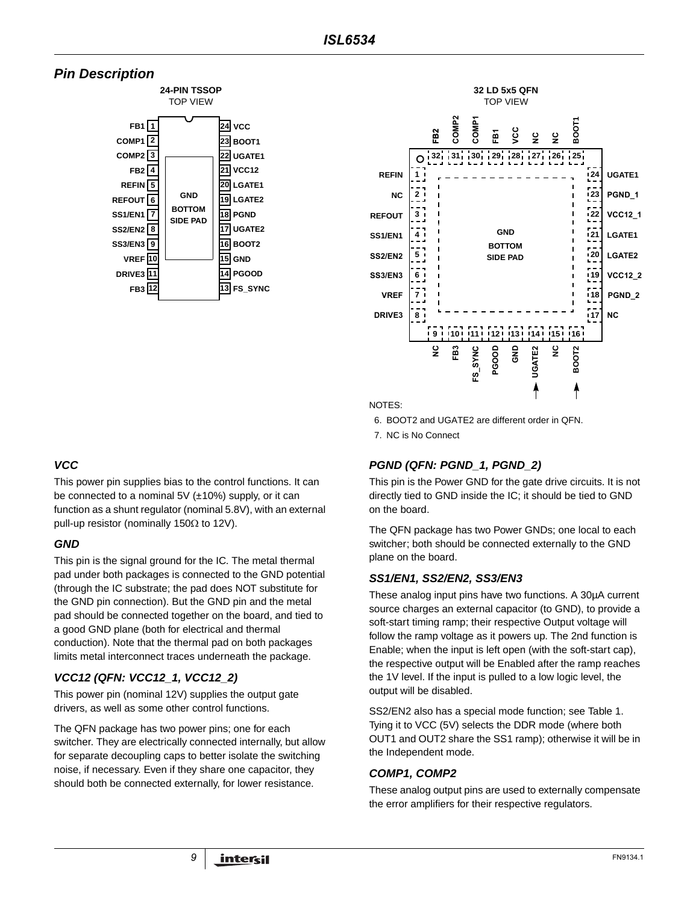## Pin Description

**24-PIN TSSOP**
TOP VIEW

| Pin | Name | Pin | Name |
|---|---|---|---|
| 1 | FB1 | 24 | VCC |
| 2 | COMP1 | 23 | BOOT1 |
| 3 | COMP2 | 22 | UGATE1 |
| 4 | FB2 | 21 | VCC12 |
| 5 | REFIN | 20 | LGATE1 |
| 6 | REFOUT | 19 | LGATE2 |
| 7 | SS1/EN1 | 18 | PGND |
| 8 | SS2/EN2 | 17 | UGATE2 |
| 9 | SS3/EN3 | 16 | BOOT2 |
| 10 | VREF | 15 | GND |
| 11 | DRIVE3 | 14 | PGOOD |
| 12 | FB3 | 13 | FS_SYNC |

GND BOTTOM SIDE PAD

**32 LD 5x5 QFN**
TOP VIEW

| Pin | Name | Pin | Name |
|---|---|---|---|
| 1 | REFIN | 17 | NC |
| 2 | NC | 18 | PGND_2 |
| 3 | REFOUT | 19 | VCC12_2 |
| 4 | SS1/EN1 | 20 | LGATE2 |
| 5 | SS2/EN2 | 21 | LGATE1 |
| 6 | SS3/EN3 | 22 | VCC12_1 |
| 7 | VREF | 23 | PGND_1 |
| 8 | DRIVE3 | 24 | UGATE1 |
| 9 | NC | 25 | BOOT1 |
| 10 | FB3 | 26 | NC |
| 11 | FS_SYNC | 27 | NC |
| 12 | PGOOD | 28 | VCC |
| 13 | GND | 29 | FB1 |
| 14 | UGATE2 | 30 | COMP1 |
| 15 | NC | 31 | COMP2 |
| 16 | BOOT2 | 32 | FB2 |

GND BOTTOM SIDE PAD

NOTES:

6. BOOT2 and UGATE2 are different order in QFN.
7. NC is No Connect

### *VCC*

This power pin supplies bias to the control functions. It can be connected to a nominal 5V (±10%) supply, or it can function as a shunt regulator (nominal 5.8V), with an external pull-up resistor (nominally 150Ω to 12V).

### *GND*

This pin is the signal ground for the IC. The metal thermal pad under both packages is connected to the GND potential (through the IC substrate; the pad does NOT substitute for the GND pin connection). But the GND pin and the metal pad should be connected together on the board, and tied to a good GND plane (both for electrical and thermal conduction). Note that the thermal pad on both packages limits metal interconnect traces underneath the package.

### *VCC12 (QFN: VCC12_1, VCC12_2)*

This power pin (nominal 12V) supplies the output gate drivers, as well as some other control functions.

The QFN package has two power pins; one for each switcher. They are electrically connected internally, but allow for separate decoupling caps to better isolate the switching noise, if necessary. Even if they share one capacitor, they should both be connected externally, for lower resistance.

### *PGND (QFN: PGND_1, PGND_2)*

This pin is the Power GND for the gate drive circuits. It is not directly tied to GND inside the IC; it should be tied to GND on the board.

The QFN package has two Power GNDs; one local to each switcher; both should be connected externally to the GND plane on the board.

### *SS1/EN1, SS2/EN2, SS3/EN3*

These analog input pins have two functions. A 30µA current source charges an external capacitor (to GND), to provide a soft-start timing ramp; their respective Output voltage will follow the ramp voltage as it powers up. The 2nd function is Enable; when the input is left open (with the soft-start cap), the respective output will be Enabled after the ramp reaches the 1V level. If the input is pulled to a low logic level, the output will be disabled.

SS2/EN2 also has a special mode function; see Table 1. Tying it to VCC (5V) selects the DDR mode (where both OUT1 and OUT2 share the SS1 ramp); otherwise it will be in the Independent mode.

### *COMP1, COMP2*

These analog output pins are used to externally compensate the error amplifiers for their respective regulators.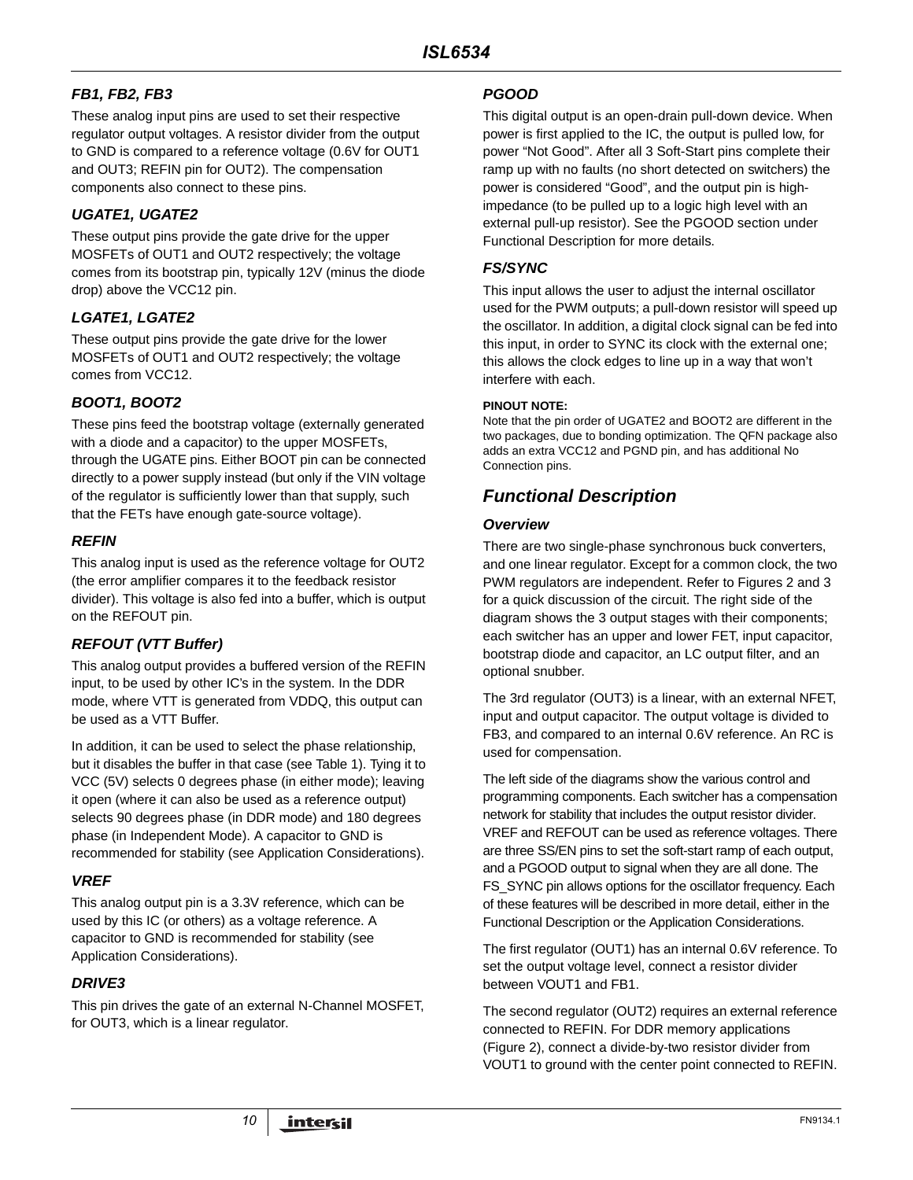### *FB1, FB2, FB3*

These analog input pins are used to set their respective regulator output voltages. A resistor divider from the output to GND is compared to a reference voltage (0.6V for OUT1 and OUT3; REFIN pin for OUT2). The compensation components also connect to these pins.

### *UGATE1, UGATE2*

These output pins provide the gate drive for the upper MOSFETs of OUT1 and OUT2 respectively; the voltage comes from its bootstrap pin, typically 12V (minus the diode drop) above the VCC12 pin.

### *LGATE1, LGATE2*

These output pins provide the gate drive for the lower MOSFETs of OUT1 and OUT2 respectively; the voltage comes from VCC12.

### *BOOT1, BOOT2*

These pins feed the bootstrap voltage (externally generated with a diode and a capacitor) to the upper MOSFETs, through the UGATE pins. Either BOOT pin can be connected directly to a power supply instead (but only if the VIN voltage of the regulator is sufficiently lower than that supply, such that the FETs have enough gate-source voltage).

### *REFIN*

This analog input is used as the reference voltage for OUT2 (the error amplifier compares it to the feedback resistor divider). This voltage is also fed into a buffer, which is output on the REFOUT pin.

### *REFOUT (VTT Buffer)*

This analog output provides a buffered version of the REFIN input, to be used by other IC's in the system. In the DDR mode, where VTT is generated from VDDQ, this output can be used as a VTT Buffer.

In addition, it can be used to select the phase relationship, but it disables the buffer in that case (see Table 1). Tying it to VCC (5V) selects 0 degrees phase (in either mode); leaving it open (where it can also be used as a reference output) selects 90 degrees phase (in DDR mode) and 180 degrees phase (in Independent Mode). A capacitor to GND is recommended for stability (see Application Considerations).

### *VREF*

This analog output pin is a 3.3V reference, which can be used by this IC (or others) as a voltage reference. A capacitor to GND is recommended for stability (see Application Considerations).

### *DRIVE3*

This pin drives the gate of an external N-Channel MOSFET, for OUT3, which is a linear regulator.

### *PGOOD*

This digital output is an open-drain pull-down device. When power is first applied to the IC, the output is pulled low, for power “Not Good”. After all 3 Soft-Start pins complete their ramp up with no faults (no short detected on switchers) the power is considered “Good”, and the output pin is high-impedance (to be pulled up to a logic high level with an external pull-up resistor). See the PGOOD section under Functional Description for more details.

### *FS/SYNC*

This input allows the user to adjust the internal oscillator used for the PWM outputs; a pull-down resistor will speed up the oscillator. In addition, a digital clock signal can be fed into this input, in order to SYNC its clock with the external one; this allows the clock edges to line up in a way that won’t interfere with each.

**PINOUT NOTE:**

Note that the pin order of UGATE2 and BOOT2 are different in the two packages, due to bonding optimization. The QFN package also adds an extra VCC12 and PGND pin, and has additional No Connection pins.

## *Functional Description*

### *Overview*

There are two single-phase synchronous buck converters, and one linear regulator. Except for a common clock, the two PWM regulators are independent. Refer to Figures 2 and 3 for a quick discussion of the circuit. The right side of the diagram shows the 3 output stages with their components; each switcher has an upper and lower FET, input capacitor, bootstrap diode and capacitor, an LC output filter, and an optional snubber.

The 3rd regulator (OUT3) is a linear, with an external NFET, input and output capacitor. The output voltage is divided to FB3, and compared to an internal 0.6V reference. An RC is used for compensation.

The left side of the diagrams show the various control and programming components. Each switcher has a compensation network for stability that includes the output resistor divider. VREF and REFOUT can be used as reference voltages. There are three SS/EN pins to set the soft-start ramp of each output, and a PGOOD output to signal when they are all done. The FS_SYNC pin allows options for the oscillator frequency. Each of these features will be described in more detail, either in the Functional Description or the Application Considerations.

The first regulator (OUT1) has an internal 0.6V reference. To set the output voltage level, connect a resistor divider between VOUT1 and FB1.

The second regulator (OUT2) requires an external reference connected to REFIN. For DDR memory applications (Figure 2), connect a divide-by-two resistor divider from VOUT1 to ground with the center point connected to REFIN.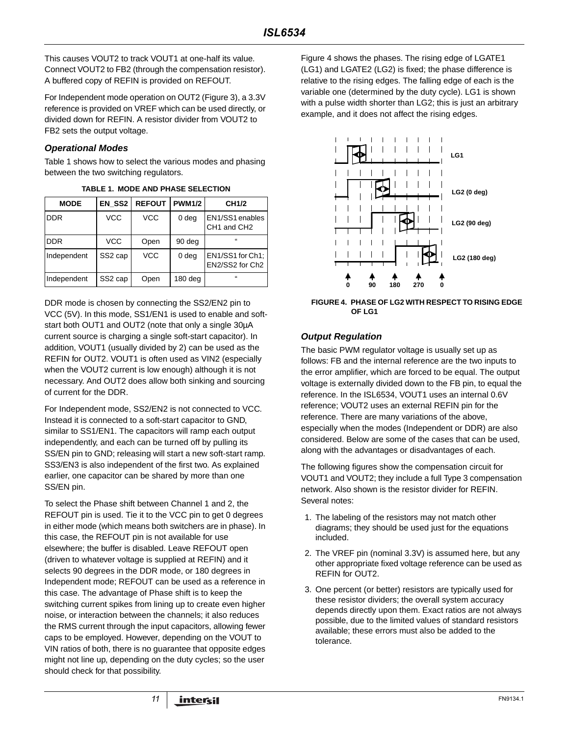This causes VOUT2 to track VOUT1 at one-half its value. Connect VOUT2 to FB2 (through the compensation resistor). A buffered copy of REFIN is provided on REFOUT.

For Independent mode operation on OUT2 (Figure 3), a 3.3V reference is provided on VREF which can be used directly, or divided down for REFIN. A resistor divider from VOUT2 to FB2 sets the output voltage.

### Operational Modes

Table 1 shows how to select the various modes and phasing between the two switching regulators.

**TABLE 1. MODE AND PHASE SELECTION**

| MODE | EN_SS2 | REFOUT | PWM1/2 | CH1/2 |
|---|---|---|---|---|
| DDR | VCC | VCC | 0 deg | EN1/SS1 enables CH1 and CH2 |
| DDR | VCC | Open | 90 deg | “ |
| Independent | SS2 cap | VCC | 0 deg | EN1/SS1 for Ch1; EN2/SS2 for Ch2 |
| Independent | SS2 cap | Open | 180 deg | “ |

DDR mode is chosen by connecting the SS2/EN2 pin to VCC (5V). In this mode, SS1/EN1 is used to enable and soft-start both OUT1 and OUT2 (note that only a single 30µA current source is charging a single soft-start capacitor). In addition, VOUT1 (usually divided by 2) can be used as the REFIN for OUT2. VOUT1 is often used as VIN2 (especially when the VOUT2 current is low enough) although it is not necessary. And OUT2 does allow both sinking and sourcing of current for the DDR.

For Independent mode, SS2/EN2 is not connected to VCC. Instead it is connected to a soft-start capacitor to GND, similar to SS1/EN1. The capacitors will ramp each output independently, and each can be turned off by pulling its SS/EN pin to GND; releasing will start a new soft-start ramp. SS3/EN3 is also independent of the first two. As explained earlier, one capacitor can be shared by more than one SS/EN pin.

To select the Phase shift between Channel 1 and 2, the REFOUT pin is used. Tie it to the VCC pin to get 0 degrees in either mode (which means both switchers are in phase). In this case, the REFOUT pin is not available for use elsewhere; the buffer is disabled. Leave REFOUT open (driven to whatever voltage is supplied at REFIN) and it selects 90 degrees in the DDR mode, or 180 degrees in Independent mode; REFOUT can be used as a reference in this case. The advantage of Phase shift is to keep the switching current spikes from lining up to create even higher noise, or interaction between the channels; it also reduces the RMS current through the input capacitors, allowing fewer caps to be employed. However, depending on the VOUT to VIN ratios of both, there is no guarantee that opposite edges might not line up, depending on the duty cycles; so the user should check for that possibility.

Figure 4 shows the phases. The rising edge of LGATE1 (LG1) and LGATE2 (LG2) is fixed; the phase difference is relative to the rising edges. The falling edge of each is the variable one (determined by the duty cycle). LG1 is shown with a pulse width shorter than LG2; this is just an arbitrary example, and it does not affect the rising edges.

**FIGURE 4. PHASE OF LG2 WITH RESPECT TO RISING EDGE OF LG1**

### Output Regulation

The basic PWM regulator voltage is usually set up as follows: FB and the internal reference are the two inputs to the error amplifier, which are forced to be equal. The output voltage is externally divided down to the FB pin, to equal the reference. In the ISL6534, VOUT1 uses an internal 0.6V reference; VOUT2 uses an external REFIN pin for the reference. There are many variations of the above, especially when the modes (Independent or DDR) are also considered. Below are some of the cases that can be used, along with the advantages or disadvantages of each.

The following figures show the compensation circuit for VOUT1 and VOUT2; they include a full Type 3 compensation network. Also shown is the resistor divider for REFIN. Several notes:

1. The labeling of the resistors may not match other diagrams; they should be used just for the equations included.
2. The VREF pin (nominal 3.3V) is assumed here, but any other appropriate fixed voltage reference can be used as REFIN for OUT2.
3. One percent (or better) resistors are typically used for these resistor dividers; the overall system accuracy depends directly upon them. Exact ratios are not always possible, due to the limited values of standard resistors available; these errors must also be added to the tolerance.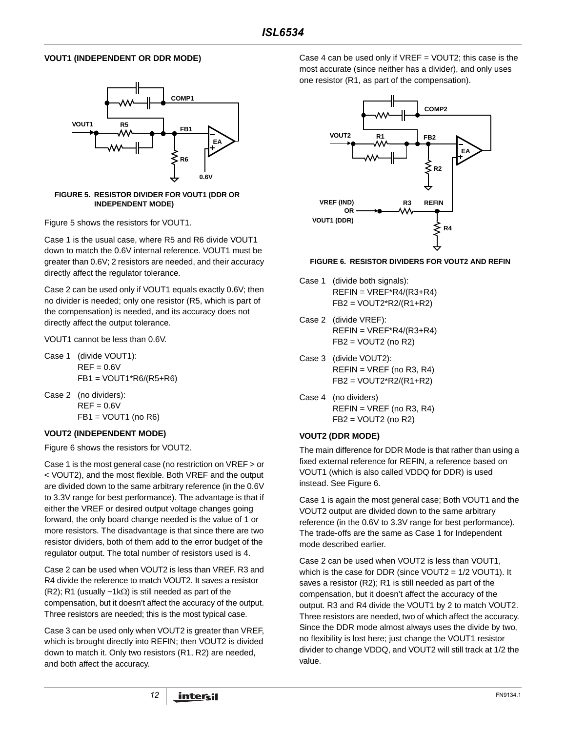### VOUT1 (INDEPENDENT OR DDR MODE)

FIGURE 5. RESISTOR DIVIDER FOR VOUT1 (DDR OR INDEPENDENT MODE)

Figure 5 shows the resistors for VOUT1.

Case 1 is the usual case, where R5 and R6 divide VOUT1 down to match the 0.6V internal reference. VOUT1 must be greater than 0.6V; 2 resistors are needed, and their accuracy directly affect the regulator tolerance.

Case 2 can be used only if VOUT1 equals exactly 0.6V; then no divider is needed; only one resistor (R5, which is part of the compensation) is needed, and its accuracy does not directly affect the output tolerance.

VOUT1 cannot be less than 0.6V.

Case 1 (divide VOUT1):
REF = 0.6V
FB1 = VOUT1*R6/(R5+R6)

Case 2 (no dividers):
REF = 0.6V
FB1 = VOUT1 (no R6)

### VOUT2 (INDEPENDENT MODE)

Figure 6 shows the resistors for VOUT2.

Case 1 is the most general case (no restriction on VREF > or < VOUT2), and the most flexible. Both VREF and the output are divided down to the same arbitrary reference (in the 0.6V to 3.3V range for best performance). The advantage is that if either the VREF or desired output voltage changes going forward, the only board change needed is the value of 1 or more resistors. The disadvantage is that since there are two resistor dividers, both of them add to the error budget of the regulator output. The total number of resistors used is 4.

Case 2 can be used when VOUT2 is less than VREF. R3 and R4 divide the reference to match VOUT2. It saves a resistor (R2); R1 (usually ~1kΩ) is still needed as part of the compensation, but it doesn't affect the accuracy of the output. Three resistors are needed; this is the most typical case.

Case 3 can be used only when VOUT2 is greater than VREF, which is brought directly into REFIN; then VOUT2 is divided down to match it. Only two resistors (R1, R2) are needed, and both affect the accuracy.

Case 4 can be used only if VREF = VOUT2; this case is the most accurate (since neither has a divider), and only uses one resistor (R1, as part of the compensation).

FIGURE 6. RESISTOR DIVIDERS FOR VOUT2 AND REFIN

Case 1 (divide both signals):
REFIN = VREF*R4/(R3+R4)
FB2 = VOUT2*R2/(R1+R2)

Case 2 (divide VREF):
REFIN = VREF*R4/(R3+R4)
FB2 = VOUT2 (no R2)

Case 3 (divide VOUT2):
REFIN = VREF (no R3, R4)
FB2 = VOUT2*R2/(R1+R2)

Case 4 (no dividers)
REFIN = VREF (no R3, R4)
FB2 = VOUT2 (no R2)

### VOUT2 (DDR MODE)

The main difference for DDR Mode is that rather than using a fixed external reference for REFIN, a reference based on VOUT1 (which is also called VDDQ for DDR) is used instead. See Figure 6.

Case 1 is again the most general case; Both VOUT1 and the VOUT2 output are divided down to the same arbitrary reference (in the 0.6V to 3.3V range for best performance). The trade-offs are the same as Case 1 for Independent mode described earlier.

Case 2 can be used when VOUT2 is less than VOUT1, which is the case for DDR (since VOUT2 = 1/2 VOUT1). It saves a resistor (R2); R1 is still needed as part of the compensation, but it doesn't affect the accuracy of the output. R3 and R4 divide the VOUT1 by 2 to match VOUT2. Three resistors are needed, two of which affect the accuracy. Since the DDR mode almost always uses the divide by two, no flexibility is lost here; just change the VOUT1 resistor divider to change VDDQ, and VOUT2 will still track at 1/2 the value.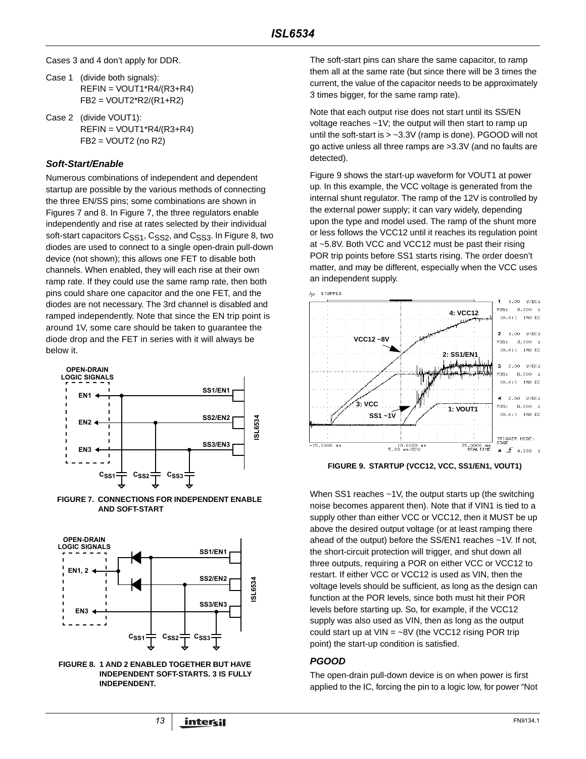Cases 3 and 4 don't apply for DDR.

Case 1 (divide both signals):
REFIN = VOUT1*R4/(R3+R4)
FB2 = VOUT2*R2/(R1+R2)

Case 2 (divide VOUT1):
REFIN = VOUT1*R4/(R3+R4)
FB2 = VOUT2 (no R2)

### *Soft-Start/Enable*

Numerous combinations of independent and dependent startup are possible by the various methods of connecting the three EN/SS pins; some combinations are shown in Figures 7 and 8. In Figure 7, the three regulators enable independently and rise at rates selected by their individual soft-start capacitors $C_{SS1}$, $C_{SS2}$, and $C_{SS3}$. In Figure 8, two diodes are used to connect to a single open-drain pull-down device (not shown); this allows one FET to disable both channels. When enabled, they will each rise at their own ramp rate. If they could use the same ramp rate, then both pins could share one capacitor and the one FET, and the diodes are not necessary. The 3rd channel is disabled and ramped independently. Note that since the EN trip point is around 1V, some care should be taken to guarantee the diode drop and the FET in series with it will always be below it.

FIGURE 7. CONNECTIONS FOR INDEPENDENT ENABLE AND SOFT-START

FIGURE 8. 1 AND 2 ENABLED TOGETHER BUT HAVE INDEPENDENT SOFT-STARTS. 3 IS FULLY INDEPENDENT.

The soft-start pins can share the same capacitor, to ramp them all at the same rate (but since there will be 3 times the current, the value of the capacitor needs to be approximately 3 times bigger, for the same ramp rate).

Note that each output rise does not start until its SS/EN voltage reaches ~1V; the output will then start to ramp up until the soft-start is > ~3.3V (ramp is done). PGOOD will not go active unless all three ramps are >3.3V (and no faults are detected).

Figure 9 shows the start-up waveform for VOUT1 at power up. In this example, the VCC voltage is generated from the internal shunt regulator. The ramp of the 12V is controlled by the external power supply; it can vary widely, depending upon the type and model used. The ramp of the shunt more or less follows the VCC12 until it reaches its regulation point at ~5.8V. Both VCC and VCC12 must be past their rising POR trip points before SS1 starts rising. The order doesn't matter, and may be different, especially when the VCC uses an independent supply.

FIGURE 9. STARTUP (VCC12, VCC, SS1/EN1, VOUT1)

When SS1 reaches ~1V, the output starts up (the switching noise becomes apparent then). Note that if VIN1 is tied to a supply other than either VCC or VCC12, then it MUST be up above the desired output voltage (or at least ramping there ahead of the output) before the SS/EN1 reaches ~1V. If not, the short-circuit protection will trigger, and shut down all three outputs, requiring a POR on either VCC or VCC12 to restart. If either VCC or VCC12 is used as VIN, then the voltage levels should be sufficient, as long as the design can function at the POR levels, since both must hit their POR levels before starting up. So, for example, if the VCC12 supply was also used as VIN, then as long as the output could start up at VIN = ~8V (the VCC12 rising POR trip point) the start-up condition is satisfied.

### *PGOOD*

The open-drain pull-down device is on when power is first applied to the IC, forcing the pin to a logic low, for power "Not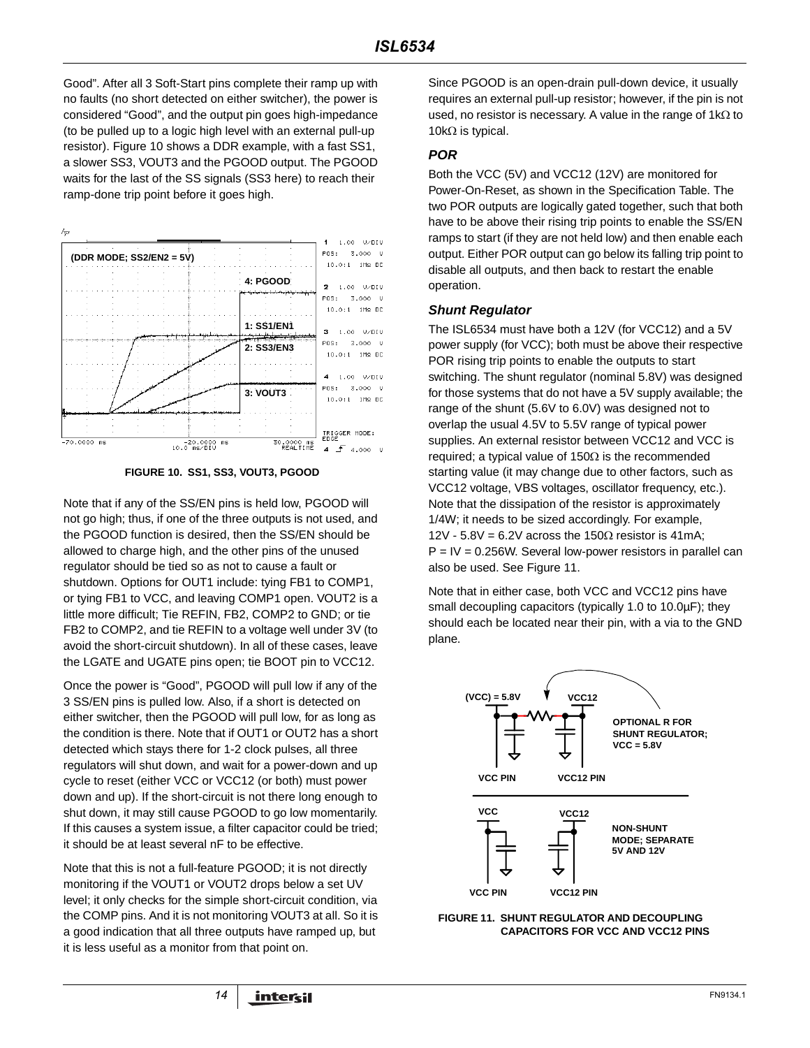Good". After all 3 Soft-Start pins complete their ramp up with no faults (no short detected on either switcher), the power is considered "Good", and the output pin goes high-impedance (to be pulled up to a logic high level with an external pull-up resistor). Figure 10 shows a DDR example, with a fast SS1, a slower SS3, VOUT3 and the PGOOD output. The PGOOD waits for the last of the SS signals (SS3 here) to reach their ramp-done trip point before it goes high.

FIGURE 10. SS1, SS3, VOUT3, PGOOD

Note that if any of the SS/EN pins is held low, PGOOD will not go high; thus, if one of the three outputs is not used, and the PGOOD function is desired, then the SS/EN should be allowed to charge high, and the other pins of the unused regulator should be tied so as not to cause a fault or shutdown. Options for OUT1 include: tying FB1 to COMP1, or tying FB1 to VCC, and leaving COMP1 open. VOUT2 is a little more difficult; Tie REFIN, FB2, COMP2 to GND; or tie FB2 to COMP2, and tie REFIN to a voltage well under 3V (to avoid the short-circuit shutdown). In all of these cases, leave the LGATE and UGATE pins open; tie BOOT pin to VCC12.

Once the power is "Good", PGOOD will pull low if any of the 3 SS/EN pins is pulled low. Also, if a short is detected on either switcher, then the PGOOD will pull low, for as long as the condition is there. Note that if OUT1 or OUT2 has a short detected which stays there for 1-2 clock pulses, all three regulators will shut down, and wait for a power-down and up cycle to reset (either VCC or VCC12 (or both) must power down and up). If the short-circuit is not there long enough to shut down, it may still cause PGOOD to go low momentarily. If this causes a system issue, a filter capacitor could be tried; it should be at least several nF to be effective.

Note that this is not a full-feature PGOOD; it is not directly monitoring if the VOUT1 or VOUT2 drops below a set UV level; it only checks for the simple short-circuit condition, via the COMP pins. And it is not monitoring VOUT3 at all. So it is a good indication that all three outputs have ramped up, but it is less useful as a monitor from that point on.

Since PGOOD is an open-drain pull-down device, it usually requires an external pull-up resistor; however, if the pin is not used, no resistor is necessary. A value in the range of 1kΩ to 10kΩ is typical.

### *POR*

Both the VCC (5V) and VCC12 (12V) are monitored for Power-On-Reset, as shown in the Specification Table. The two POR outputs are logically gated together, such that both have to be above their rising trip points to enable the SS/EN ramps to start (if they are not held low) and then enable each output. Either POR output can go below its falling trip point to disable all outputs, and then back to restart the enable operation.

### *Shunt Regulator*

The ISL6534 must have both a 12V (for VCC12) and a 5V power supply (for VCC); both must be above their respective POR rising trip points to enable the outputs to start switching. The shunt regulator (nominal 5.8V) was designed for those systems that do not have a 5V supply available; the range of the shunt (5.6V to 6.0V) was designed not to overlap the usual 4.5V to 5.5V range of typical power supplies. An external resistor between VCC12 and VCC is required; a typical value of 150Ω is the recommended starting value (it may change due to other factors, such as VCC12 voltage, VBS voltages, oscillator frequency, etc.). Note that the dissipation of the resistor is approximately 1/4W; it needs to be sized accordingly. For example, 12V - 5.8V = 6.2V across the 150Ω resistor is 41mA; P = IV = 0.256W. Several low-power resistors in parallel can also be used. See Figure 11.

Note that in either case, both VCC and VCC12 pins have small decoupling capacitors (typically 1.0 to 10.0µF); they should each be located near their pin, with a via to the GND plane.

FIGURE 11. SHUNT REGULATOR AND DECOUPLING CAPACITORS FOR VCC AND VCC12 PINS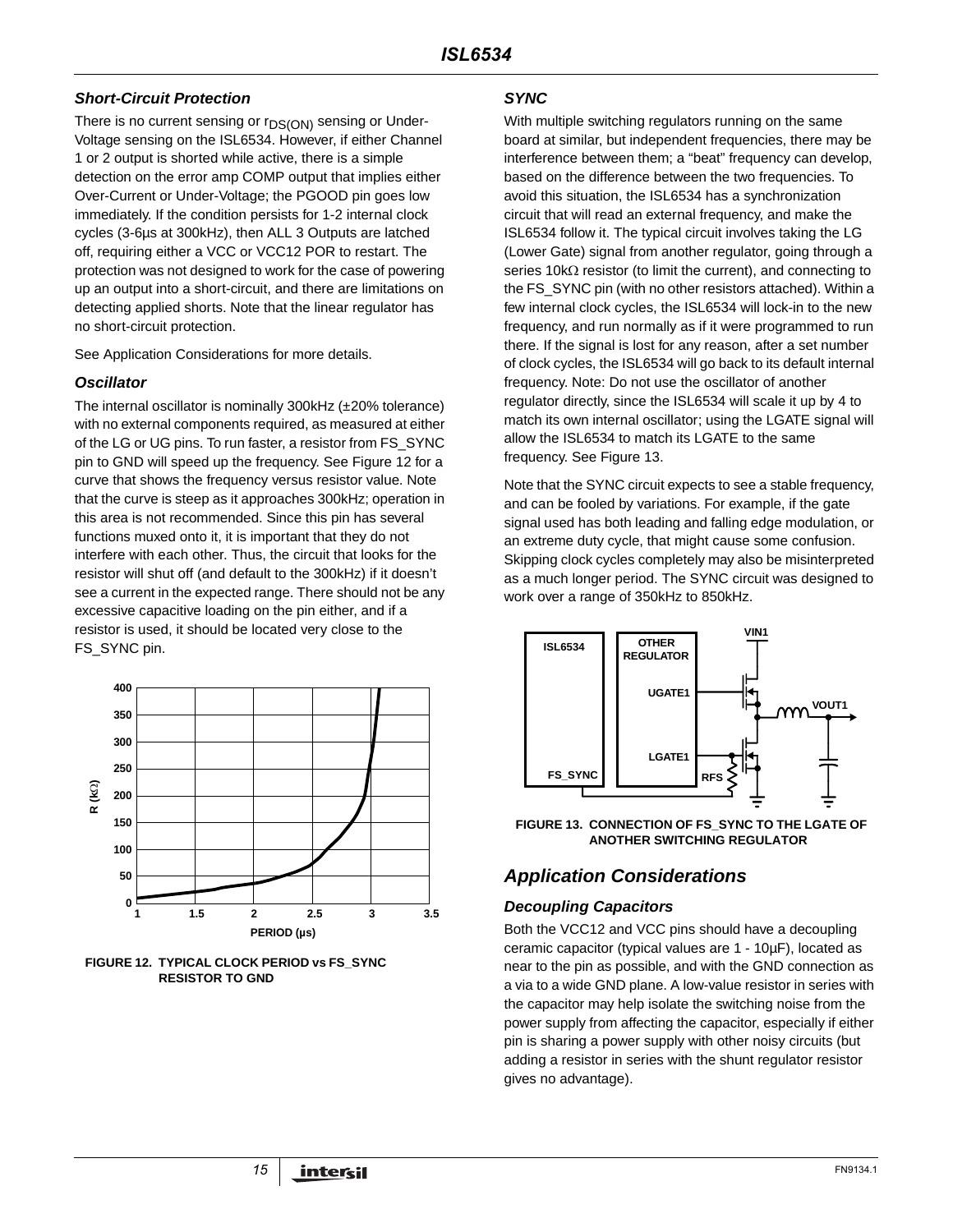### Short-Circuit Protection

There is no current sensing or $r_{DS(ON)}$ sensing or Under-Voltage sensing on the ISL6534. However, if either Channel 1 or 2 output is shorted while active, there is a simple detection on the error amp COMP output that implies either Over-Current or Under-Voltage; the PGOOD pin goes low immediately. If the condition persists for 1-2 internal clock cycles (3-6µs at 300kHz), then ALL 3 Outputs are latched off, requiring either a VCC or VCC12 POR to restart. The protection was not designed to work for the case of powering up an output into a short-circuit, and there are limitations on detecting applied shorts. Note that the linear regulator has no short-circuit protection.

See Application Considerations for more details.

### Oscillator

The internal oscillator is nominally 300kHz (±20% tolerance) with no external components required, as measured at either of the LG or UG pins. To run faster, a resistor from FS_SYNC pin to GND will speed up the frequency. See Figure 12 for a curve that shows the frequency versus resistor value. Note that the curve is steep as it approaches 300kHz; operation in this area is not recommended. Since this pin has several functions muxed onto it, it is important that they do not interfere with each other. Thus, the circuit that looks for the resistor will shut off (and default to the 300kHz) if it doesn't see a current in the expected range. There should not be any excessive capacitive loading on the pin either, and if a resistor is used, it should be located very close to the FS_SYNC pin.

FIGURE 12. TYPICAL CLOCK PERIOD vs FS_SYNC RESISTOR TO GND

### SYNC

With multiple switching regulators running on the same board at similar, but independent frequencies, there may be interference between them; a "beat" frequency can develop, based on the difference between the two frequencies. To avoid this situation, the ISL6534 has a synchronization circuit that will read an external frequency, and make the ISL6534 follow it. The typical circuit involves taking the LG (Lower Gate) signal from another regulator, going through a series 10kΩ resistor (to limit the current), and connecting to the FS_SYNC pin (with no other resistors attached). Within a few internal clock cycles, the ISL6534 will lock-in to the new frequency, and run normally as if it were programmed to run there. If the signal is lost for any reason, after a set number of clock cycles, the ISL6534 will go back to its default internal frequency. Note: Do not use the oscillator of another regulator directly, since the ISL6534 will scale it up by 4 to match its own internal oscillator; using the LGATE signal will allow the ISL6534 to match its LGATE to the same frequency. See Figure 13.

Note that the SYNC circuit expects to see a stable frequency, and can be fooled by variations. For example, if the gate signal used has both leading and falling edge modulation, or an extreme duty cycle, that might cause some confusion. Skipping clock cycles completely may also be misinterpreted as a much longer period. The SYNC circuit was designed to work over a range of 350kHz to 850kHz.

FIGURE 13. CONNECTION OF FS_SYNC TO THE LGATE OF ANOTHER SWITCHING REGULATOR

## Application Considerations

### Decoupling Capacitors

Both the VCC12 and VCC pins should have a decoupling ceramic capacitor (typical values are 1 - 10µF), located as near to the pin as possible, and with the GND connection as a via to a wide GND plane. A low-value resistor in series with the capacitor may help isolate the switching noise from the power supply from affecting the capacitor, especially if either pin is sharing a power supply with other noisy circuits (but adding a resistor in series with the shunt regulator resistor gives no advantage).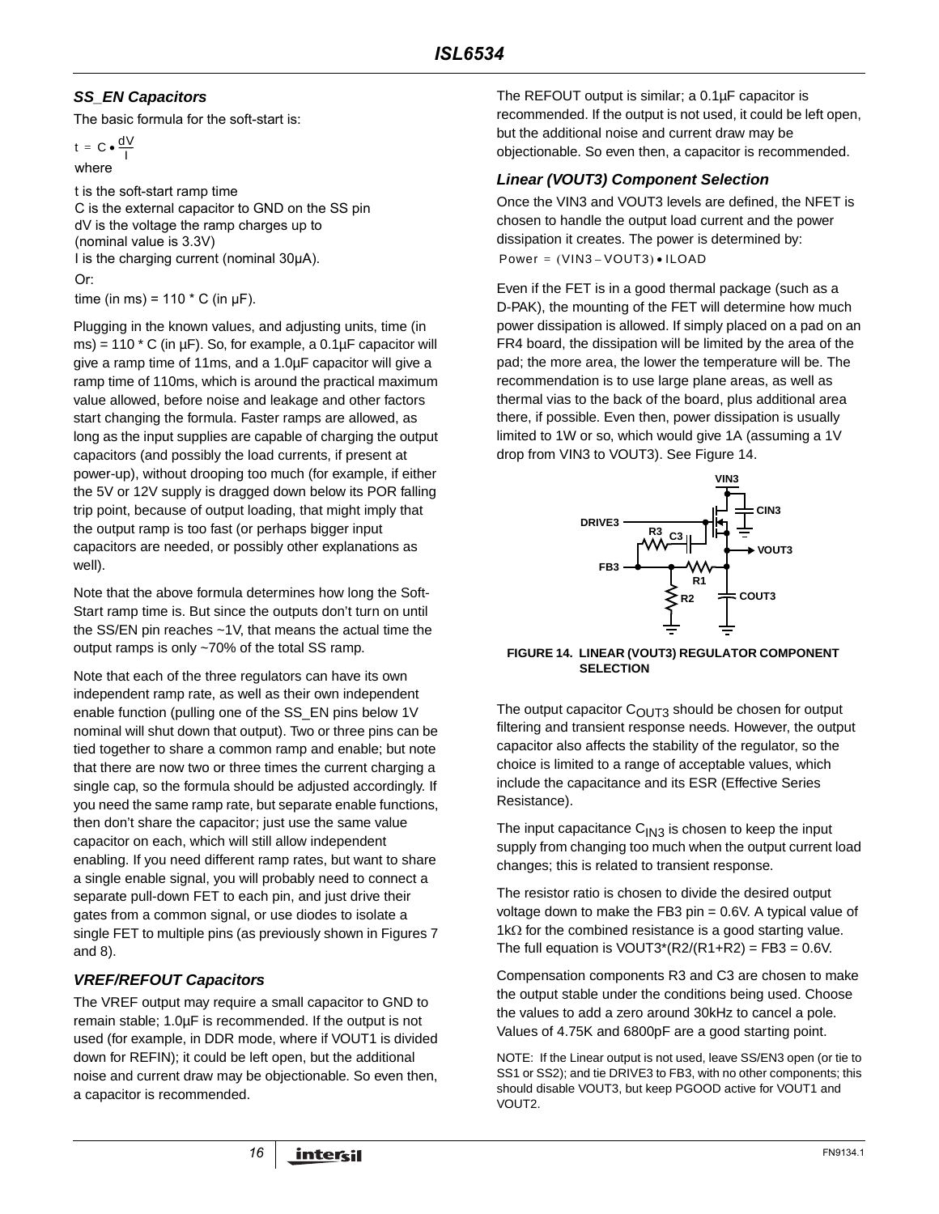### SS_EN Capacitors

The basic formula for the soft-start is:

$$t = C \bullet \frac{dV}{I}$$

where

t is the soft-start ramp time
C is the external capacitor to GND on the SS pin
dV is the voltage the ramp charges up to (nominal value is 3.3V)
I is the charging current (nominal 30µA).

Or:

time (in ms) = 110 * C (in µF).

Plugging in the known values, and adjusting units, time (in ms) = 110 * C (in µF). So, for example, a 0.1µF capacitor will give a ramp time of 11ms, and a 1.0µF capacitor will give a ramp time of 110ms, which is around the practical maximum value allowed, before noise and leakage and other factors start changing the formula. Faster ramps are allowed, as long as the input supplies are capable of charging the output capacitors (and possibly the load currents, if present at power-up), without drooping too much (for example, if either the 5V or 12V supply is dragged down below its POR falling trip point, because of output loading, that might imply that the output ramp is too fast (or perhaps bigger input capacitors are needed, or possibly other explanations as well).

Note that the above formula determines how long the Soft-Start ramp time is. But since the outputs don't turn on until the SS/EN pin reaches ~1V, that means the actual time the output ramps is only ~70% of the total SS ramp.

Note that each of the three regulators can have its own independent ramp rate, as well as their own independent enable function (pulling one of the SS_EN pins below 1V nominal will shut down that output). Two or three pins can be tied together to share a common ramp and enable; but note that there are now two or three times the current charging a single cap, so the formula should be adjusted accordingly. If you need the same ramp rate, but separate enable functions, then don't share the capacitor; just use the same value capacitor on each, which will still allow independent enabling. If you need different ramp rates, but want to share a single enable signal, you will probably need to connect a separate pull-down FET to each pin, and just drive their gates from a common signal, or use diodes to isolate a single FET to multiple pins (as previously shown in Figures 7 and 8).

### VREF/REFOUT Capacitors

The VREF output may require a small capacitor to GND to remain stable; 1.0µF is recommended. If the output is not used (for example, in DDR mode, where if VOUT1 is divided down for REFIN); it could be left open, but the additional noise and current draw may be objectionable. So even then, a capacitor is recommended.

The REFOUT output is similar; a 0.1µF capacitor is recommended. If the output is not used, it could be left open, but the additional noise and current draw may be objectionable. So even then, a capacitor is recommended.

### Linear (VOUT3) Component Selection

Once the VIN3 and VOUT3 levels are defined, the NFET is chosen to handle the output load current and the power dissipation it creates. The power is determined by:

$$\text{Power} = (\text{VIN3} - \text{VOUT3}) \bullet \text{ILOAD}$$

Even if the FET is in a good thermal package (such as a D-PAK), the mounting of the FET will determine how much power dissipation is allowed. If simply placed on a pad on an FR4 board, the dissipation will be limited by the area of the pad; the more area, the lower the temperature will be. The recommendation is to use large plane areas, as well as thermal vias to the back of the board, plus additional area there, if possible. Even then, power dissipation is usually limited to 1W or so, which would give 1A (assuming a 1V drop from VIN3 to VOUT3). See Figure 14.

**FIGURE 14. LINEAR (VOUT3) REGULATOR COMPONENT SELECTION**

The output capacitor $C_{OUT3}$ should be chosen for output filtering and transient response needs. However, the output capacitor also affects the stability of the regulator, so the choice is limited to a range of acceptable values, which include the capacitance and its ESR (Effective Series Resistance).

The input capacitance $C_{IN3}$ is chosen to keep the input supply from changing too much when the output current load changes; this is related to transient response.

The resistor ratio is chosen to divide the desired output voltage down to make the FB3 pin = 0.6V. A typical value of 1kΩ for the combined resistance is a good starting value. The full equation is VOUT3*(R2/(R1+R2) = FB3 = 0.6V.

Compensation components R3 and C3 are chosen to make the output stable under the conditions being used. Choose the values to add a zero around 30kHz to cancel a pole. Values of 4.75K and 6800pF are a good starting point.

NOTE: If the Linear output is not used, leave SS/EN3 open (or tie to SS1 or SS2); and tie DRIVE3 to FB3, with no other components; this should disable VOUT3, but keep PGOOD active for VOUT1 and VOUT2.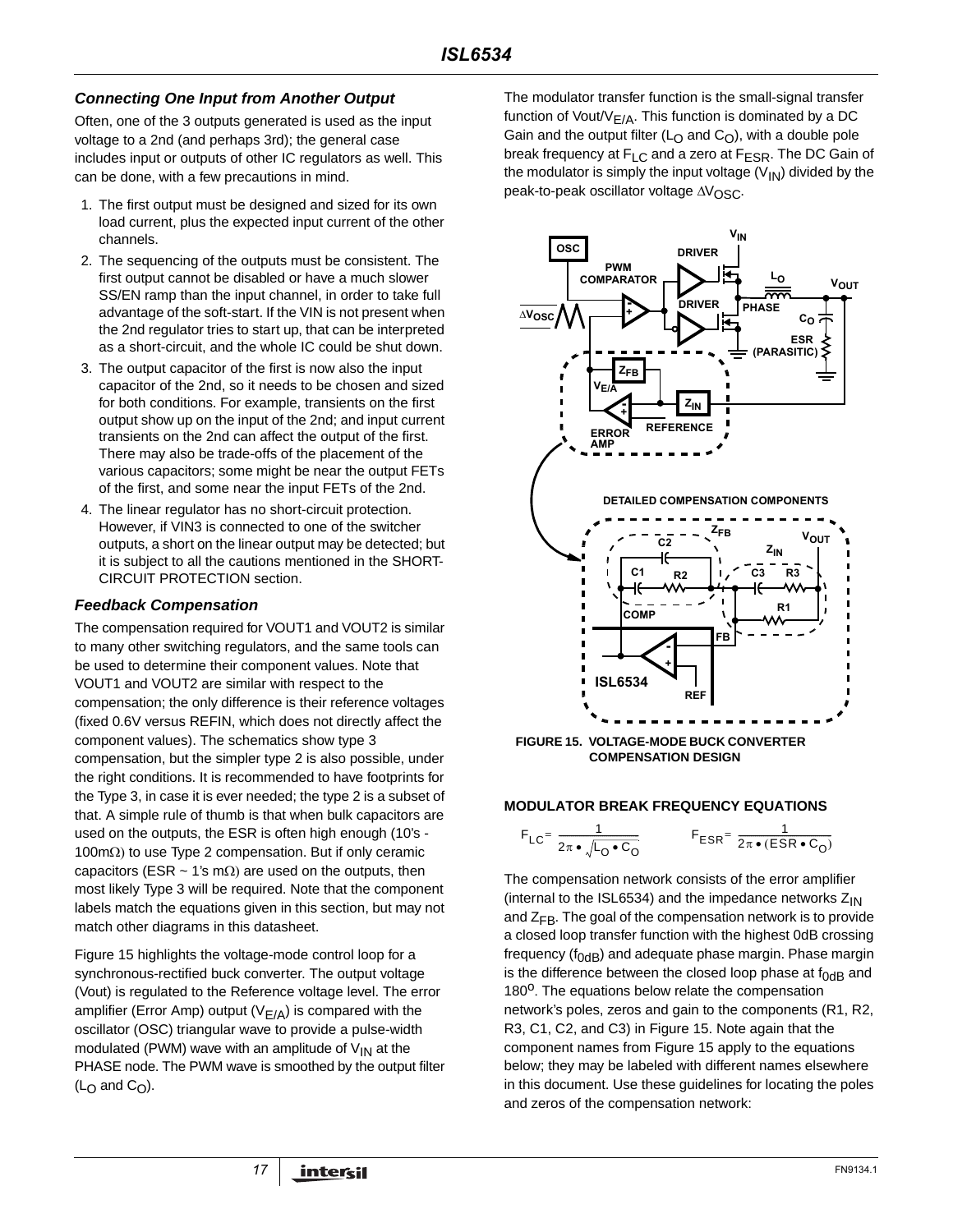### *Connecting One Input from Another Output*

Often, one of the 3 outputs generated is used as the input voltage to a 2nd (and perhaps 3rd); the general case includes input or outputs of other IC regulators as well. This can be done, with a few precautions in mind.

1. The first output must be designed and sized for its own load current, plus the expected input current of the other channels.
2. The sequencing of the outputs must be consistent. The first output cannot be disabled or have a much slower SS/EN ramp than the input channel, in order to take full advantage of the soft-start. If the VIN is not present when the 2nd regulator tries to start up, that can be interpreted as a short-circuit, and the whole IC could be shut down.
3. The output capacitor of the first is now also the input capacitor of the 2nd, so it needs to be chosen and sized for both conditions. For example, transients on the first output show up on the input of the 2nd; and input current transients on the 2nd can affect the output of the first. There may also be trade-offs of the placement of the various capacitors; some might be near the output FETs of the first, and some near the input FETs of the 2nd.
4. The linear regulator has no short-circuit protection. However, if VIN3 is connected to one of the switcher outputs, a short on the linear output may be detected; but it is subject to all the cautions mentioned in the SHORT-CIRCUIT PROTECTION section.

### *Feedback Compensation*

The compensation required for VOUT1 and VOUT2 is similar to many other switching regulators, and the same tools can be used to determine their component values. Note that VOUT1 and VOUT2 are similar with respect to the compensation; the only difference is their reference voltages (fixed 0.6V versus REFIN, which does not directly affect the component values). The schematics show type 3 compensation, but the simpler type 2 is also possible, under the right conditions. It is recommended to have footprints for the Type 3, in case it is ever needed; the type 2 is a subset of that. A simple rule of thumb is that when bulk capacitors are used on the outputs, the ESR is often high enough (10's - 100mΩ) to use Type 2 compensation. But if only ceramic capacitors (ESR ~ 1's mΩ) are used on the outputs, then most likely Type 3 will be required. Note that the component labels match the equations given in this section, but may not match other diagrams in this datasheet.

Figure 15 highlights the voltage-mode control loop for a synchronous-rectified buck converter. The output voltage (Vout) is regulated to the Reference voltage level. The error amplifier (Error Amp) output ($V_{E/A}$) is compared with the oscillator (OSC) triangular wave to provide a pulse-width modulated (PWM) wave with an amplitude of $V_{IN}$ at the PHASE node. The PWM wave is smoothed by the output filter ($L_O$ and $C_O$).

The modulator transfer function is the small-signal transfer function of Vout/$V_{E/A}$. This function is dominated by a DC Gain and the output filter ($L_O$ and $C_O$), with a double pole break frequency at $F_{LC}$ and a zero at $F_{ESR}$. The DC Gain of the modulator is simply the input voltage ($V_{IN}$) divided by the peak-to-peak oscillator voltage $\Delta V_{OSC}$.

FIGURE 15. VOLTAGE-MODE BUCK CONVERTER COMPENSATION DESIGN

**MODULATOR BREAK FREQUENCY EQUATIONS**

$$F_{LC} = \frac{1}{2\pi \bullet \sqrt{L_O \bullet C_O}} \qquad F_{ESR} = \frac{1}{2\pi \bullet (ESR \bullet C_O)}$$

The compensation network consists of the error amplifier (internal to the ISL6534) and the impedance networks $Z_{IN}$ and $Z_{FB}$. The goal of the compensation network is to provide a closed loop transfer function with the highest 0dB crossing frequency ($f_{0dB}$) and adequate phase margin. Phase margin is the difference between the closed loop phase at $f_{0dB}$ and 180°. The equations below relate the compensation network's poles, zeros and gain to the components (R1, R2, R3, C1, C2, and C3) in Figure 15. Note again that the component names from Figure 15 apply to the equations below; they may be labeled with different names elsewhere in this document. Use these guidelines for locating the poles and zeros of the compensation network: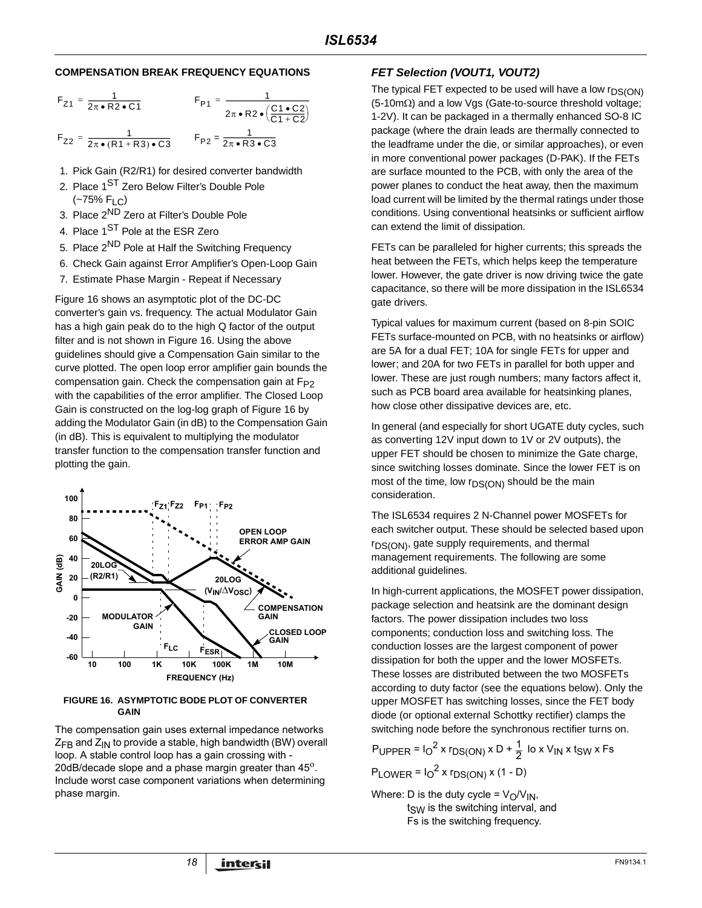#### COMPENSATION BREAK FREQUENCY EQUATIONS

$$F_{Z1} = \frac{1}{2\pi \bullet R2 \bullet C1} \qquad F_{P1} = \frac{1}{2\pi \bullet R2 \bullet \left(\frac{C1 \bullet C2}{C1 + C2}\right)}$$

$$F_{Z2} = \frac{1}{2\pi \bullet (R1 + R3) \bullet C3} \qquad F_{P2} = \frac{1}{2\pi \bullet R3 \bullet C3}$$

1. Pick Gain (R2/R1) for desired converter bandwidth
2. Place 1$^{ST}$ Zero Below Filter's Double Pole (~75% $F_{LC}$)
3. Place 2$^{ND}$ Zero at Filter's Double Pole
4. Place 1$^{ST}$ Pole at the ESR Zero
5. Place 2$^{ND}$ Pole at Half the Switching Frequency
6. Check Gain against Error Amplifier's Open-Loop Gain
7. Estimate Phase Margin - Repeat if Necessary

Figure 16 shows an asymptotic plot of the DC-DC converter's gain vs. frequency. The actual Modulator Gain has a high gain peak do to the high Q factor of the output filter and is not shown in Figure 16. Using the above guidelines should give a Compensation Gain similar to the curve plotted. The open loop error amplifier gain bounds the compensation gain. Check the compensation gain at $F_{P2}$ with the capabilities of the error amplifier. The Closed Loop Gain is constructed on the log-log graph of Figure 16 by adding the Modulator Gain (in dB) to the Compensation Gain (in dB). This is equivalent to multiplying the modulator transfer function to the compensation transfer function and plotting the gain.

FIGURE 16. ASYMPTOTIC BODE PLOT OF CONVERTER GAIN

The compensation gain uses external impedance networks $Z_{FB}$ and $Z_{IN}$ to provide a stable, high bandwidth (BW) overall loop. A stable control loop has a gain crossing with -20dB/decade slope and a phase margin greater than 45$^o$. Include worst case component variations when determining phase margin.

### *FET Selection (VOUT1, VOUT2)*

The typical FET expected to be used will have a low $r_{DS(ON)}$ (5-10m$\Omega$) and a low Vgs (Gate-to-source threshold voltage; 1-2V). It can be packaged in a thermally enhanced SO-8 IC package (where the drain leads are thermally connected to the leadframe under the die, or similar approaches), or even in more conventional power packages (D-PAK). If the FETs are surface mounted to the PCB, with only the area of the power planes to conduct the heat away, then the maximum load current will be limited by the thermal ratings under those conditions. Using conventional heatsinks or sufficient airflow can extend the limit of dissipation.

FETs can be paralleled for higher currents; this spreads the heat between the FETs, which helps keep the temperature lower. However, the gate driver is now driving twice the gate capacitance, so there will be more dissipation in the ISL6534 gate drivers.

Typical values for maximum current (based on 8-pin SOIC FETs surface-mounted on PCB, with no heatsinks or airflow) are 5A for a dual FET; 10A for single FETs for upper and lower; and 20A for two FETs in parallel for both upper and lower. These are just rough numbers; many factors affect it, such as PCB board area available for heatsinking planes, how close other dissipative devices are, etc.

In general (and especially for short UGATE duty cycles, such as converting 12V input down to 1V or 2V outputs), the upper FET should be chosen to minimize the Gate charge, since switching losses dominate. Since the lower FET is on most of the time, low $r_{DS(ON)}$ should be the main consideration.

The ISL6534 requires 2 N-Channel power MOSFETs for each switcher output. These should be selected based upon $r_{DS(ON)}$, gate supply requirements, and thermal management requirements. The following are some additional guidelines.

In high-current applications, the MOSFET power dissipation, package selection and heatsink are the dominant design factors. The power dissipation includes two loss components; conduction loss and switching loss. The conduction losses are the largest component of power dissipation for both the upper and the lower MOSFETs. These losses are distributed between the two MOSFETs according to duty factor (see the equations below). Only the upper MOSFET has switching losses, since the FET body diode (or optional external Schottky rectifier) clamps the switching node before the synchronous rectifier turns on.

$$P_{UPPER} = I_O^2 \times r_{DS(ON)} \times D + \frac{1}{2} \, I_O \times V_{IN} \times t_{SW} \times F_S$$

$$P_{LOWER} = I_O^2 \times r_{DS(ON)} \times (1 - D)$$

Where: D is the duty cycle = $V_O/V_{IN}$,
$t_{SW}$ is the switching interval, and
Fs is the switching frequency.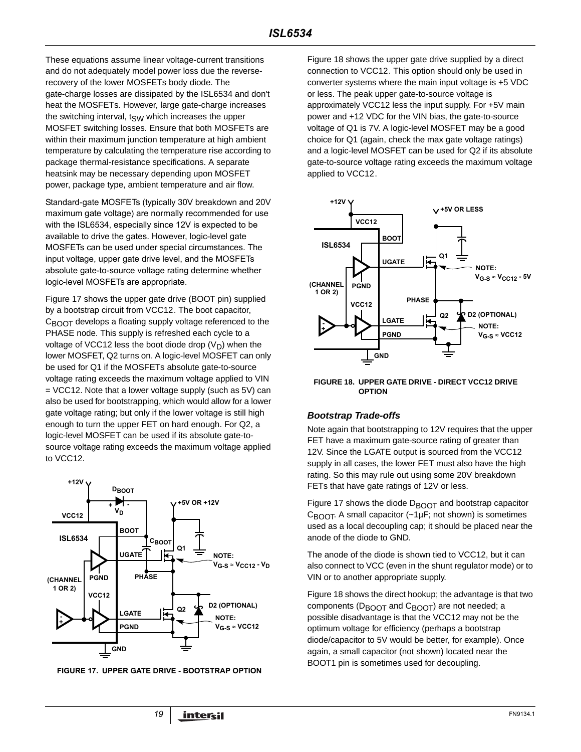These equations assume linear voltage-current transitions and do not adequately model power loss due the reverse-recovery of the lower MOSFETs body diode. The gate-charge losses are dissipated by the ISL6534 and don't heat the MOSFETs. However, large gate-charge increases the switching interval, $t_{SW}$ which increases the upper MOSFET switching losses. Ensure that both MOSFETs are within their maximum junction temperature at high ambient temperature by calculating the temperature rise according to package thermal-resistance specifications. A separate heatsink may be necessary depending upon MOSFET power, package type, ambient temperature and air flow.

Standard-gate MOSFETs (typically 30V breakdown and 20V maximum gate voltage) are normally recommended for use with the ISL6534, especially since 12V is expected to be available to drive the gates. However, logic-level gate MOSFETs can be used under special circumstances. The input voltage, upper gate drive level, and the MOSFETs absolute gate-to-source voltage rating determine whether logic-level MOSFETs are appropriate.

Figure 17 shows the upper gate drive (BOOT pin) supplied by a bootstrap circuit from VCC12. The boot capacitor, $C_{BOOT}$ develops a floating supply voltage referenced to the PHASE node. This supply is refreshed each cycle to a voltage of VCC12 less the boot diode drop ($V_D$) when the lower MOSFET, Q2 turns on. A logic-level MOSFET can only be used for Q1 if the MOSFETs absolute gate-to-source voltage rating exceeds the maximum voltage applied to VIN = VCC12. Note that a lower voltage supply (such as 5V) can also be used for bootstrapping, which would allow for a lower gate voltage rating; but only if the lower voltage is still high enough to turn the upper FET on hard enough. For Q2, a logic-level MOSFET can be used if its absolute gate-to-source voltage rating exceeds the maximum voltage applied to VCC12.

FIGURE 17. UPPER GATE DRIVE - BOOTSTRAP OPTION

Figure 18 shows the upper gate drive supplied by a direct connection to VCC12. This option should only be used in converter systems where the main input voltage is +5 VDC or less. The peak upper gate-to-source voltage is approximately VCC12 less the input supply. For +5V main power and +12 VDC for the VIN bias, the gate-to-source voltage of Q1 is 7V. A logic-level MOSFET may be a good choice for Q1 (again, check the max gate voltage ratings) and a logic-level MOSFET can be used for Q2 if its absolute gate-to-source voltage rating exceeds the maximum voltage applied to VCC12.

FIGURE 18. UPPER GATE DRIVE - DIRECT VCC12 DRIVE OPTION

### *Bootstrap Trade-offs*

Note again that bootstrapping to 12V requires that the upper FET have a maximum gate-source rating of greater than 12V. Since the LGATE output is sourced from the VCC12 supply in all cases, the lower FET must also have the high rating. So this may rule out using some 20V breakdown FETs that have gate ratings of 12V or less.

Figure 17 shows the diode $D_{BOOT}$ and bootstrap capacitor $C_{BOOT}$. A small capacitor (~1µF; not shown) is sometimes used as a local decoupling cap; it should be placed near the anode of the diode to GND.

The anode of the diode is shown tied to VCC12, but it can also connect to VCC (even in the shunt regulator mode) or to VIN or to another appropriate supply.

Figure 18 shows the direct hookup; the advantage is that two components ($D_{BOOT}$ and $C_{BOOT}$) are not needed; a possible disadvantage is that the VCC12 may not be the optimum voltage for efficiency (perhaps a bootstrap diode/capacitor to 5V would be better, for example). Once again, a small capacitor (not shown) located near the BOOT1 pin is sometimes used for decoupling.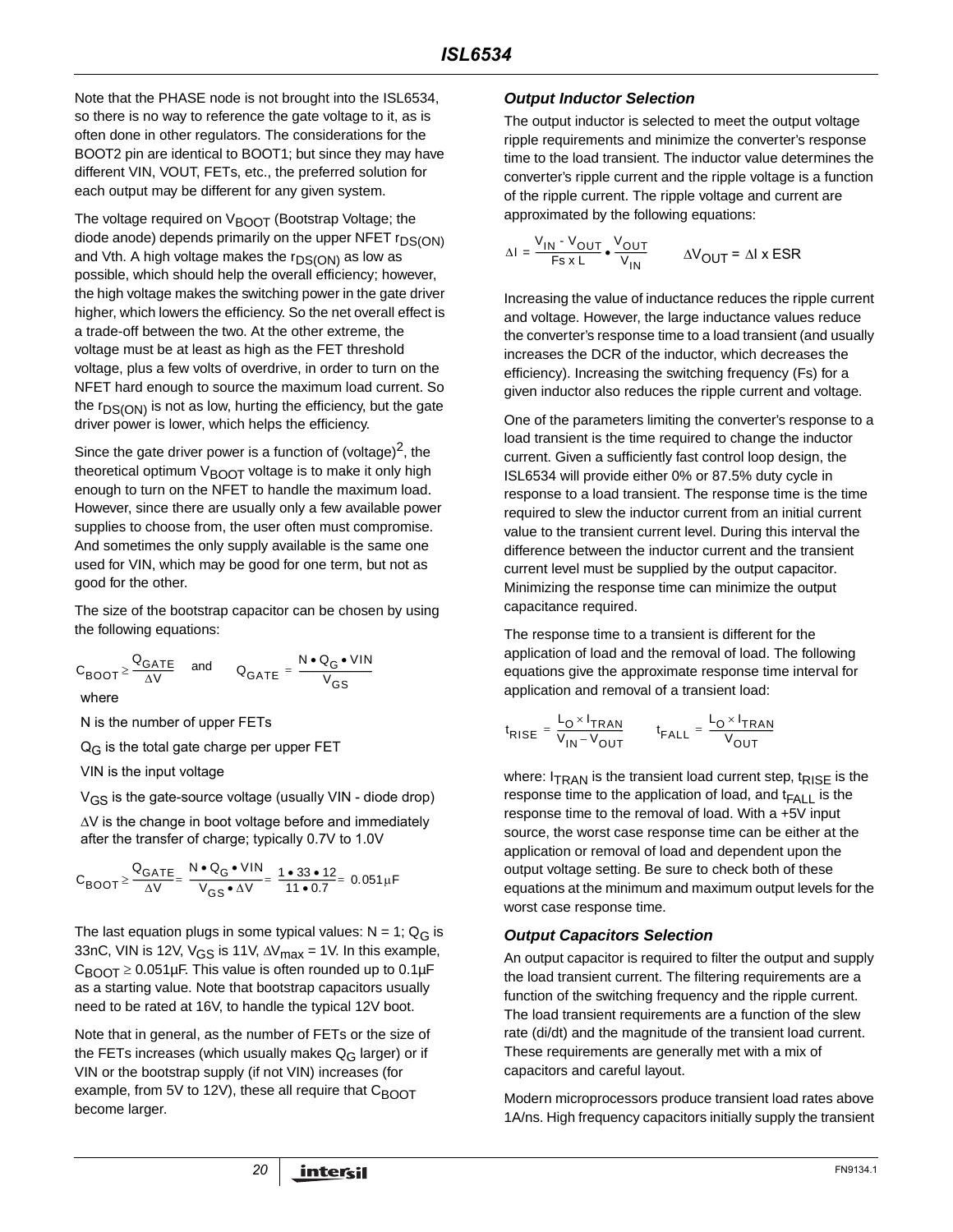Note that the PHASE node is not brought into the ISL6534, so there is no way to reference the gate voltage to it, as is often done in other regulators. The considerations for the BOOT2 pin are identical to BOOT1; but since they may have different VIN, VOUT, FETs, etc., the preferred solution for each output may be different for any given system.

The voltage required on $V_{BOOT}$ (Bootstrap Voltage; the diode anode) depends primarily on the upper NFET $r_{DS(ON)}$ and Vth. A high voltage makes the $r_{DS(ON)}$ as low as possible, which should help the overall efficiency; however, the high voltage makes the switching power in the gate driver higher, which lowers the efficiency. So the net overall effect is a trade-off between the two. At the other extreme, the voltage must be at least as high as the FET threshold voltage, plus a few volts of overdrive, in order to turn on the NFET hard enough to source the maximum load current. So the $r_{DS(ON)}$ is not as low, hurting the efficiency, but the gate driver power is lower, which helps the efficiency.

Since the gate driver power is a function of $(\text{voltage})^2$, the theoretical optimum $V_{BOOT}$ voltage is to make it only high enough to turn on the NFET to handle the maximum load. However, since there are usually only a few available power supplies to choose from, the user often must compromise. And sometimes the only supply available is the same one used for VIN, which may be good for one term, but not as good for the other.

The size of the bootstrap capacitor can be chosen by using the following equations:

$$C_{BOOT} \geq \frac{Q_{GATE}}{\Delta V} \quad \text{and} \quad Q_{GATE} = \frac{N \bullet Q_G \bullet VIN}{V_{GS}}$$

where

N is the number of upper FETs

$Q_G$ is the total gate charge per upper FET

VIN is the input voltage

$V_{GS}$ is the gate-source voltage (usually VIN - diode drop)

$\Delta V$ is the change in boot voltage before and immediately after the transfer of charge; typically 0.7V to 1.0V

$$C_{BOOT} \geq \frac{Q_{GATE}}{\Delta V} = \frac{N \bullet Q_G \bullet VIN}{V_{GS} \bullet \Delta V} = \frac{1 \bullet 33 \bullet 12}{11 \bullet 0.7} = 0.051 \mu F$$

The last equation plugs in some typical values: N = 1; $Q_G$ is 33nC, VIN is 12V, $V_{GS}$ is 11V, $\Delta V_{max}$ = 1V. In this example, $C_{BOOT} \geq 0.051\mu F$. This value is often rounded up to 0.1µF as a starting value. Note that bootstrap capacitors usually need to be rated at 16V, to handle the typical 12V boot.

Note that in general, as the number of FETs or the size of the FETs increases (which usually makes $Q_G$ larger) or if VIN or the bootstrap supply (if not VIN) increases (for example, from 5V to 12V), these all require that $C_{BOOT}$ become larger.

### *Output Inductor Selection*

The output inductor is selected to meet the output voltage ripple requirements and minimize the converter's response time to the load transient. The inductor value determines the converter's ripple current and the ripple voltage is a function of the ripple current. The ripple voltage and current are approximated by the following equations:

$$\Delta I = \frac{V_{IN} - V_{OUT}}{Fs \times L} \bullet \frac{V_{OUT}}{V_{IN}} \qquad \Delta V_{OUT} = \Delta I \times ESR$$

Increasing the value of inductance reduces the ripple current and voltage. However, the large inductance values reduce the converter's response time to a load transient (and usually increases the DCR of the inductor, which decreases the efficiency). Increasing the switching frequency (Fs) for a given inductor also reduces the ripple current and voltage.

One of the parameters limiting the converter's response to a load transient is the time required to change the inductor current. Given a sufficiently fast control loop design, the ISL6534 will provide either 0% or 87.5% duty cycle in response to a load transient. The response time is the time required to slew the inductor current from an initial current value to the transient current level. During this interval the difference between the inductor current and the transient current level must be supplied by the output capacitor. Minimizing the response time can minimize the output capacitance required.

The response time to a transient is different for the application of load and the removal of load. The following equations give the approximate response time interval for application and removal of a transient load:

$$t_{RISE} = \frac{L_O \times I_{TRAN}}{V_{IN} - V_{OUT}} \qquad t_{FALL} = \frac{L_O \times I_{TRAN}}{V_{OUT}}$$

where: $I_{TRAN}$ is the transient load current step, $t_{RISE}$ is the response time to the application of load, and $t_{FALL}$ is the response time to the removal of load. With a +5V input source, the worst case response time can be either at the application or removal of load and dependent upon the output voltage setting. Be sure to check both of these equations at the minimum and maximum output levels for the worst case response time.

### *Output Capacitors Selection*

An output capacitor is required to filter the output and supply the load transient current. The filtering requirements are a function of the switching frequency and the ripple current. The load transient requirements are a function of the slew rate (di/dt) and the magnitude of the transient load current. These requirements are generally met with a mix of capacitors and careful layout.

Modern microprocessors produce transient load rates above 1A/ns. High frequency capacitors initially supply the transient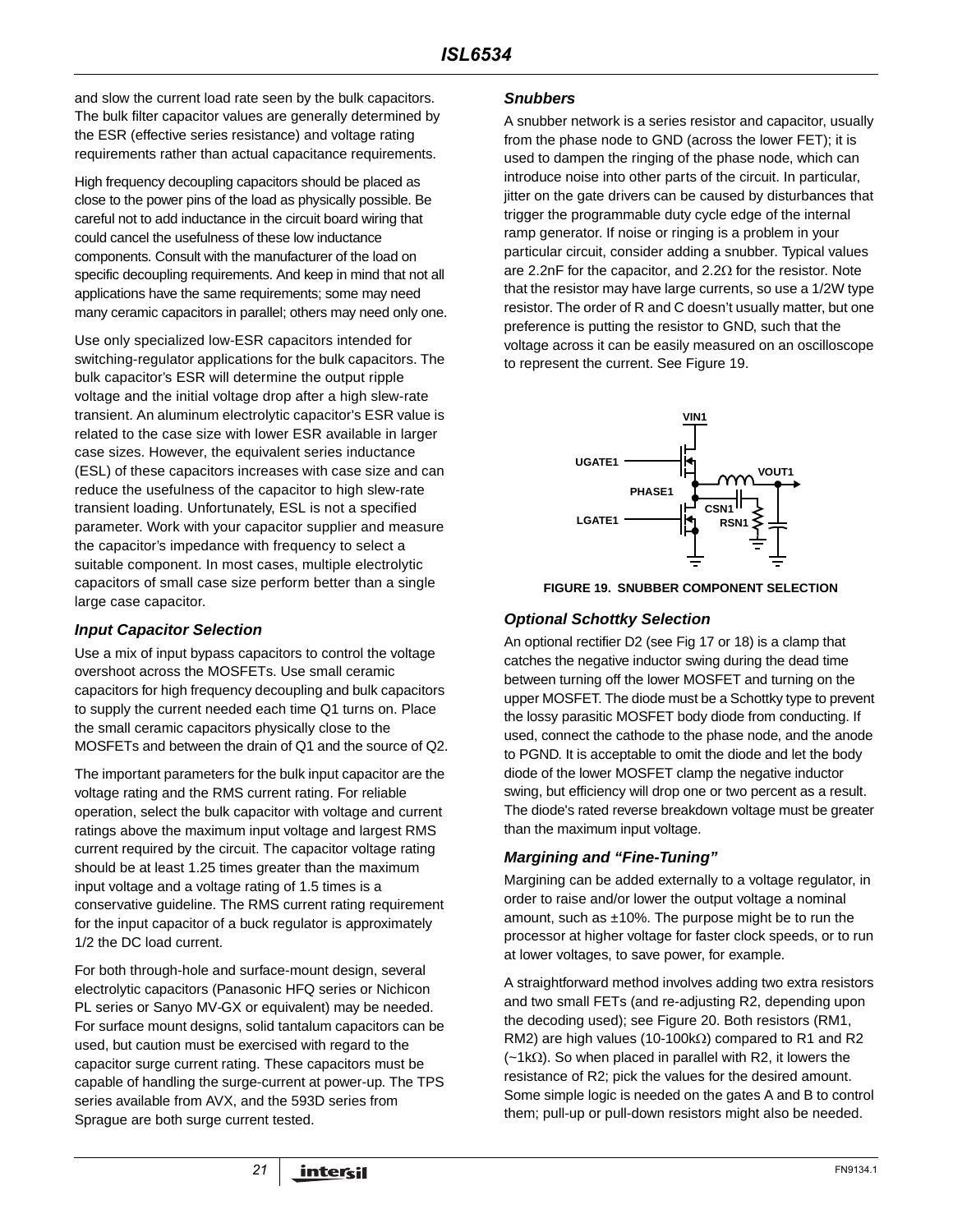and slow the current load rate seen by the bulk capacitors. The bulk filter capacitor values are generally determined by the ESR (effective series resistance) and voltage rating requirements rather than actual capacitance requirements.

High frequency decoupling capacitors should be placed as close to the power pins of the load as physically possible. Be careful not to add inductance in the circuit board wiring that could cancel the usefulness of these low inductance components. Consult with the manufacturer of the load on specific decoupling requirements. And keep in mind that not all applications have the same requirements; some may need many ceramic capacitors in parallel; others may need only one.

Use only specialized low-ESR capacitors intended for switching-regulator applications for the bulk capacitors. The bulk capacitor's ESR will determine the output ripple voltage and the initial voltage drop after a high slew-rate transient. An aluminum electrolytic capacitor's ESR value is related to the case size with lower ESR available in larger case sizes. However, the equivalent series inductance (ESL) of these capacitors increases with case size and can reduce the usefulness of the capacitor to high slew-rate transient loading. Unfortunately, ESL is not a specified parameter. Work with your capacitor supplier and measure the capacitor's impedance with frequency to select a suitable component. In most cases, multiple electrolytic capacitors of small case size perform better than a single large case capacitor.

### *Input Capacitor Selection*

Use a mix of input bypass capacitors to control the voltage overshoot across the MOSFETs. Use small ceramic capacitors for high frequency decoupling and bulk capacitors to supply the current needed each time Q1 turns on. Place the small ceramic capacitors physically close to the MOSFETs and between the drain of Q1 and the source of Q2.

The important parameters for the bulk input capacitor are the voltage rating and the RMS current rating. For reliable operation, select the bulk capacitor with voltage and current ratings above the maximum input voltage and largest RMS current required by the circuit. The capacitor voltage rating should be at least 1.25 times greater than the maximum input voltage and a voltage rating of 1.5 times is a conservative guideline. The RMS current rating requirement for the input capacitor of a buck regulator is approximately 1/2 the DC load current.

For both through-hole and surface-mount design, several electrolytic capacitors (Panasonic HFQ series or Nichicon PL series or Sanyo MV-GX or equivalent) may be needed. For surface mount designs, solid tantalum capacitors can be used, but caution must be exercised with regard to the capacitor surge current rating. These capacitors must be capable of handling the surge-current at power-up. The TPS series available from AVX, and the 593D series from Sprague are both surge current tested.

### *Snubbers*

A snubber network is a series resistor and capacitor, usually from the phase node to GND (across the lower FET); it is used to dampen the ringing of the phase node, which can introduce noise into other parts of the circuit. In particular, jitter on the gate drivers can be caused by disturbances that trigger the programmable duty cycle edge of the internal ramp generator. If noise or ringing is a problem in your particular circuit, consider adding a snubber. Typical values are 2.2nF for the capacitor, and 2.2Ω for the resistor. Note that the resistor may have large currents, so use a 1/2W type resistor. The order of R and C doesn't usually matter, but one preference is putting the resistor to GND, such that the voltage across it can be easily measured on an oscilloscope to represent the current. See Figure 19.

**FIGURE 19. SNUBBER COMPONENT SELECTION**

### *Optional Schottky Selection*

An optional rectifier D2 (see Fig 17 or 18) is a clamp that catches the negative inductor swing during the dead time between turning off the lower MOSFET and turning on the upper MOSFET. The diode must be a Schottky type to prevent the lossy parasitic MOSFET body diode from conducting. If used, connect the cathode to the phase node, and the anode to PGND. It is acceptable to omit the diode and let the body diode of the lower MOSFET clamp the negative inductor swing, but efficiency will drop one or two percent as a result. The diode's rated reverse breakdown voltage must be greater than the maximum input voltage.

### *Margining and "Fine-Tuning"*

Margining can be added externally to a voltage regulator, in order to raise and/or lower the output voltage a nominal amount, such as ±10%. The purpose might be to run the processor at higher voltage for faster clock speeds, or to run at lower voltages, to save power, for example.

A straightforward method involves adding two extra resistors and two small FETs (and re-adjusting R2, depending upon the decoding used); see Figure 20. Both resistors (RM1, RM2) are high values (10-100kΩ) compared to R1 and R2 (~1kΩ). So when placed in parallel with R2, it lowers the resistance of R2; pick the values for the desired amount. Some simple logic is needed on the gates A and B to control them; pull-up or pull-down resistors might also be needed.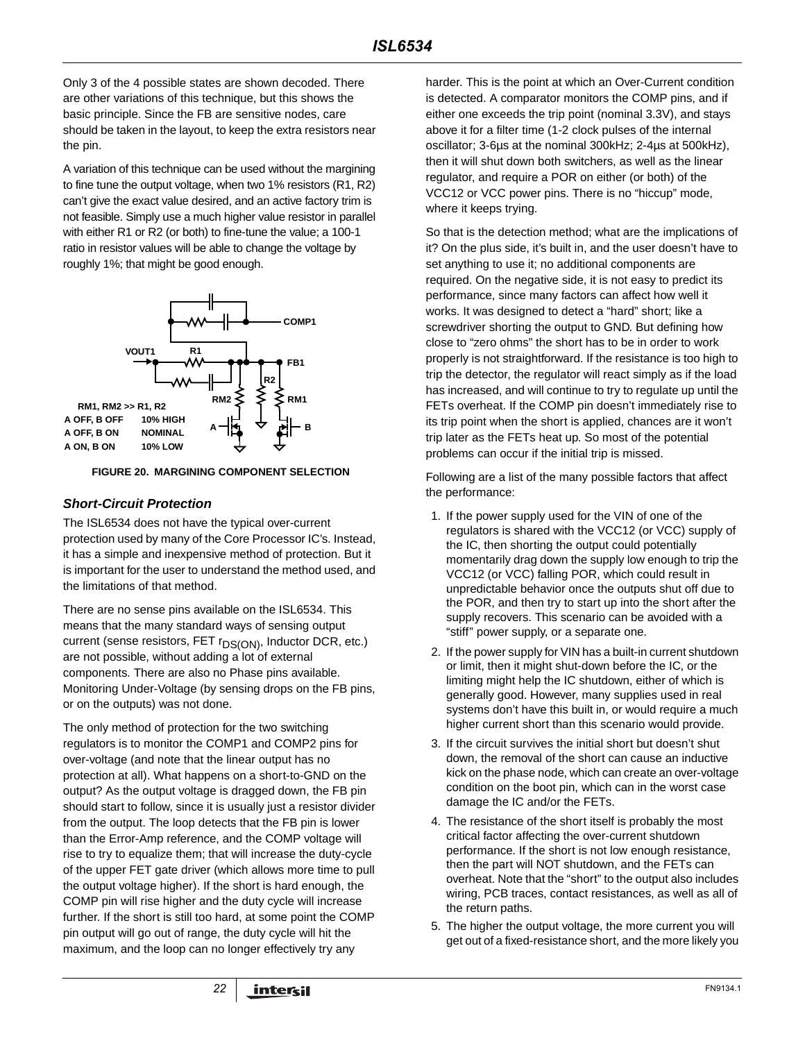Only 3 of the 4 possible states are shown decoded. There are other variations of this technique, but this shows the basic principle. Since the FB are sensitive nodes, care should be taken in the layout, to keep the extra resistors near the pin.

A variation of this technique can be used without the margining to fine tune the output voltage, when two 1% resistors (R1, R2) can't give the exact value desired, and an active factory trim is not feasible. Simply use a much higher value resistor in parallel with either R1 or R2 (or both) to fine-tune the value; a 100-1 ratio in resistor values will be able to change the voltage by roughly 1%; that might be good enough.

RM1, RM2 >> R1, R2

| | |
|---|---|
| A OFF, B OFF | 10% HIGH |
| A OFF, B ON | NOMINAL |
| A ON, B ON | 10% LOW |

**FIGURE 20. MARGINING COMPONENT SELECTION**

### *Short-Circuit Protection*

The ISL6534 does not have the typical over-current protection used by many of the Core Processor IC's. Instead, it has a simple and inexpensive method of protection. But it is important for the user to understand the method used, and the limitations of that method.

There are no sense pins available on the ISL6534. This means that the many standard ways of sensing output current (sense resistors, FET $r_{DS(ON)}$, Inductor DCR, etc.) are not possible, without adding a lot of external components. There are also no Phase pins available. Monitoring Under-Voltage (by sensing drops on the FB pins, or on the outputs) was not done.

The only method of protection for the two switching regulators is to monitor the COMP1 and COMP2 pins for over-voltage (and note that the linear output has no protection at all). What happens on a short-to-GND on the output? As the output voltage is dragged down, the FB pin should start to follow, since it is usually just a resistor divider from the output. The loop detects that the FB pin is lower than the Error-Amp reference, and the COMP voltage will rise to try to equalize them; that will increase the duty-cycle of the upper FET gate driver (which allows more time to pull the output voltage higher). If the short is hard enough, the COMP pin will rise higher and the duty cycle will increase further. If the short is still too hard, at some point the COMP pin output will go out of range, the duty cycle will hit the maximum, and the loop can no longer effectively try any harder. This is the point at which an Over-Current condition is detected. A comparator monitors the COMP pins, and if either one exceeds the trip point (nominal 3.3V), and stays above it for a filter time (1-2 clock pulses of the internal oscillator; 3-6µs at the nominal 300kHz; 2-4µs at 500kHz), then it will shut down both switchers, as well as the linear regulator, and require a POR on either (or both) of the VCC12 or VCC power pins. There is no "hiccup" mode, where it keeps trying.

So that is the detection method; what are the implications of it? On the plus side, it's built in, and the user doesn't have to set anything to use it; no additional components are required. On the negative side, it is not easy to predict its performance, since many factors can affect how well it works. It was designed to detect a "hard" short; like a screwdriver shorting the output to GND. But defining how close to "zero ohms" the short has to be in order to work properly is not straightforward. If the resistance is too high to trip the detector, the regulator will react simply as if the load has increased, and will continue to try to regulate up until the FETs overheat. If the COMP pin doesn't immediately rise to its trip point when the short is applied, chances are it won't trip later as the FETs heat up. So most of the potential problems can occur if the initial trip is missed.

Following are a list of the many possible factors that affect the performance:

1. If the power supply used for the VIN of one of the regulators is shared with the VCC12 (or VCC) supply of the IC, then shorting the output could potentially momentarily drag down the supply low enough to trip the VCC12 (or VCC) falling POR, which could result in unpredictable behavior once the outputs shut off due to the POR, and then try to start up into the short after the supply recovers. This scenario can be avoided with a "stiff" power supply, or a separate one.
2. If the power supply for VIN has a built-in current shutdown or limit, then it might shut-down before the IC, or the limiting might help the IC shutdown, either of which is generally good. However, many supplies used in real systems don't have this built in, or would require a much higher current short than this scenario would provide.
3. If the circuit survives the initial short but doesn't shut down, the removal of the short can cause an inductive kick on the phase node, which can create an over-voltage condition on the boot pin, which can in the worst case damage the IC and/or the FETs.
4. The resistance of the short itself is probably the most critical factor affecting the over-current shutdown performance. If the short is not low enough resistance, then the part will NOT shutdown, and the FETs can overheat. Note that the "short" to the output also includes wiring, PCB traces, contact resistances, as well as all of the return paths.
5. The higher the output voltage, the more current you will get out of a fixed-resistance short, and the more likely you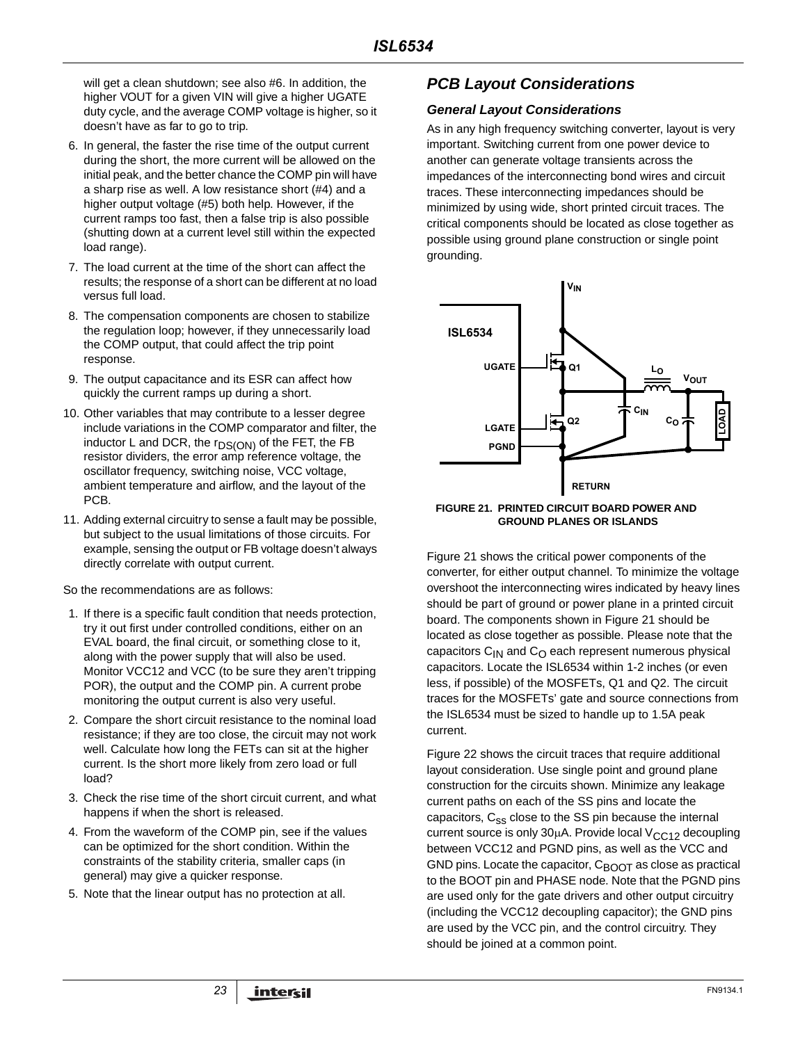will get a clean shutdown; see also #6. In addition, the higher VOUT for a given VIN will give a higher UGATE duty cycle, and the average COMP voltage is higher, so it doesn't have as far to go to trip.

6. In general, the faster the rise time of the output current during the short, the more current will be allowed on the initial peak, and the better chance the COMP pin will have a sharp rise as well. A low resistance short (#4) and a higher output voltage (#5) both help. However, if the current ramps too fast, then a false trip is also possible (shutting down at a current level still within the expected load range).
7. The load current at the time of the short can affect the results; the response of a short can be different at no load versus full load.
8. The compensation components are chosen to stabilize the regulation loop; however, if they unnecessarily load the COMP output, that could affect the trip point response.
9. The output capacitance and its ESR can affect how quickly the current ramps up during a short.
10. Other variables that may contribute to a lesser degree include variations in the COMP comparator and filter, the inductor L and DCR, the $r_{DS(ON)}$ of the FET, the FB resistor dividers, the error amp reference voltage, the oscillator frequency, switching noise, VCC voltage, ambient temperature and airflow, and the layout of the PCB.
11. Adding external circuitry to sense a fault may be possible, but subject to the usual limitations of those circuits. For example, sensing the output or FB voltage doesn't always directly correlate with output current.

So the recommendations are as follows:

1. If there is a specific fault condition that needs protection, try it out first under controlled conditions, either on an EVAL board, the final circuit, or something close to it, along with the power supply that will also be used. Monitor VCC12 and VCC (to be sure they aren't tripping POR), the output and the COMP pin. A current probe monitoring the output current is also very useful.
2. Compare the short circuit resistance to the nominal load resistance; if they are too close, the circuit may not work well. Calculate how long the FETs can sit at the higher current. Is the short more likely from zero load or full load?
3. Check the rise time of the short circuit current, and what happens if when the short is released.
4. From the waveform of the COMP pin, see if the values can be optimized for the short condition. Within the constraints of the stability criteria, smaller caps (in general) may give a quicker response.
5. Note that the linear output has no protection at all.

## PCB Layout Considerations

### General Layout Considerations

As in any high frequency switching converter, layout is very important. Switching current from one power device to another can generate voltage transients across the impedances of the interconnecting bond wires and circuit traces. These interconnecting impedances should be minimized by using wide, short printed circuit traces. The critical components should be located as close together as possible using ground plane construction or single point grounding.

**FIGURE 21. PRINTED CIRCUIT BOARD POWER AND GROUND PLANES OR ISLANDS**

Figure 21 shows the critical power components of the converter, for either output channel. To minimize the voltage overshoot the interconnecting wires indicated by heavy lines should be part of ground or power plane in a printed circuit board. The components shown in Figure 21 should be located as close together as possible. Please note that the capacitors $C_{IN}$ and $C_O$ each represent numerous physical capacitors. Locate the ISL6534 within 1-2 inches (or even less, if possible) of the MOSFETs, Q1 and Q2. The circuit traces for the MOSFETs' gate and source connections from the ISL6534 must be sized to handle up to 1.5A peak current.

Figure 22 shows the circuit traces that require additional layout consideration. Use single point and ground plane construction for the circuits shown. Minimize any leakage current paths on each of the SS pins and locate the capacitors, $C_{SS}$ close to the SS pin because the internal current source is only 30μA. Provide local $V_{CC12}$ decoupling between VCC12 and PGND pins, as well as the VCC and GND pins. Locate the capacitor, $C_{BOOT}$ as close as practical to the BOOT pin and PHASE node. Note that the PGND pins are used only for the gate drivers and other output circuitry (including the VCC12 decoupling capacitor); the GND pins are used by the VCC pin, and the control circuitry. They should be joined at a common point.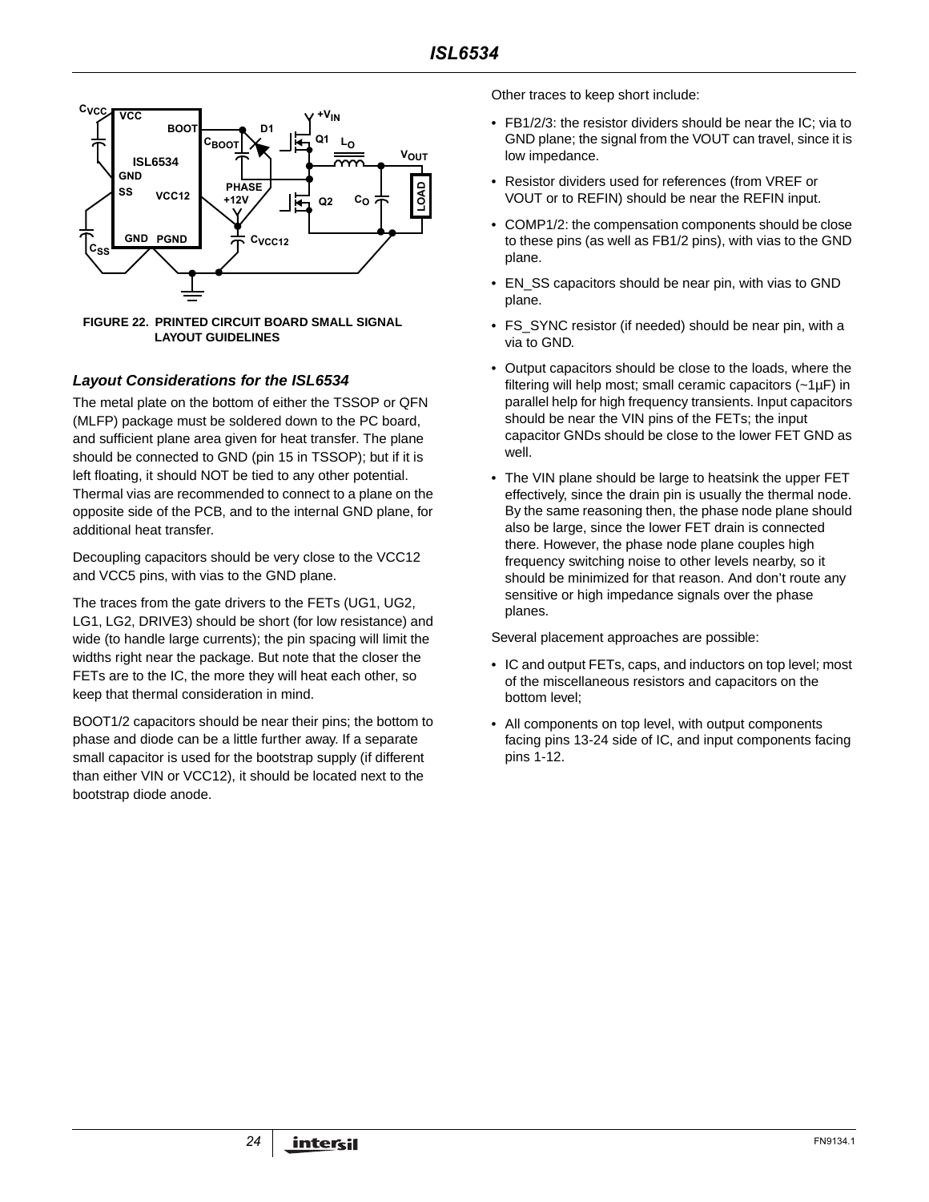FIGURE 22. PRINTED CIRCUIT BOARD SMALL SIGNAL LAYOUT GUIDELINES

### Layout Considerations for the ISL6534

The metal plate on the bottom of either the TSSOP or QFN (MLFP) package must be soldered down to the PC board, and sufficient plane area given for heat transfer. The plane should be connected to GND (pin 15 in TSSOP); but if it is left floating, it should NOT be tied to any other potential. Thermal vias are recommended to connect to a plane on the opposite side of the PCB, and to the internal GND plane, for additional heat transfer.

Decoupling capacitors should be very close to the VCC12 and VCC5 pins, with vias to the GND plane.

The traces from the gate drivers to the FETs (UG1, UG2, LG1, LG2, DRIVE3) should be short (for low resistance) and wide (to handle large currents); the pin spacing will limit the widths right near the package. But note that the closer the FETs are to the IC, the more they will heat each other, so keep that thermal consideration in mind.

BOOT1/2 capacitors should be near their pins; the bottom to phase and diode can be a little further away. If a separate small capacitor is used for the bootstrap supply (if different than either VIN or VCC12), it should be located next to the bootstrap diode anode.

Other traces to keep short include:

- FB1/2/3: the resistor dividers should be near the IC; via to GND plane; the signal from the VOUT can travel, since it is low impedance.
- Resistor dividers used for references (from VREF or VOUT or to REFIN) should be near the REFIN input.
- COMP1/2: the compensation components should be close to these pins (as well as FB1/2 pins), with vias to the GND plane.
- EN_SS capacitors should be near pin, with vias to GND plane.
- FS_SYNC resistor (if needed) should be near pin, with a via to GND.
- Output capacitors should be close to the loads, where the filtering will help most; small ceramic capacitors (~1µF) in parallel help for high frequency transients. Input capacitors should be near the VIN pins of the FETs; the input capacitor GNDs should be close to the lower FET GND as well.
- The VIN plane should be large to heatsink the upper FET effectively, since the drain pin is usually the thermal node. By the same reasoning then, the phase node plane should also be large, since the lower FET drain is connected there. However, the phase node plane couples high frequency switching noise to other levels nearby, so it should be minimized for that reason. And don't route any sensitive or high impedance signals over the phase planes.

Several placement approaches are possible:

- IC and output FETs, caps, and inductors on top level; most of the miscellaneous resistors and capacitors on the bottom level;
- All components on top level, with output components facing pins 13-24 side of IC, and input components facing pins 1-12.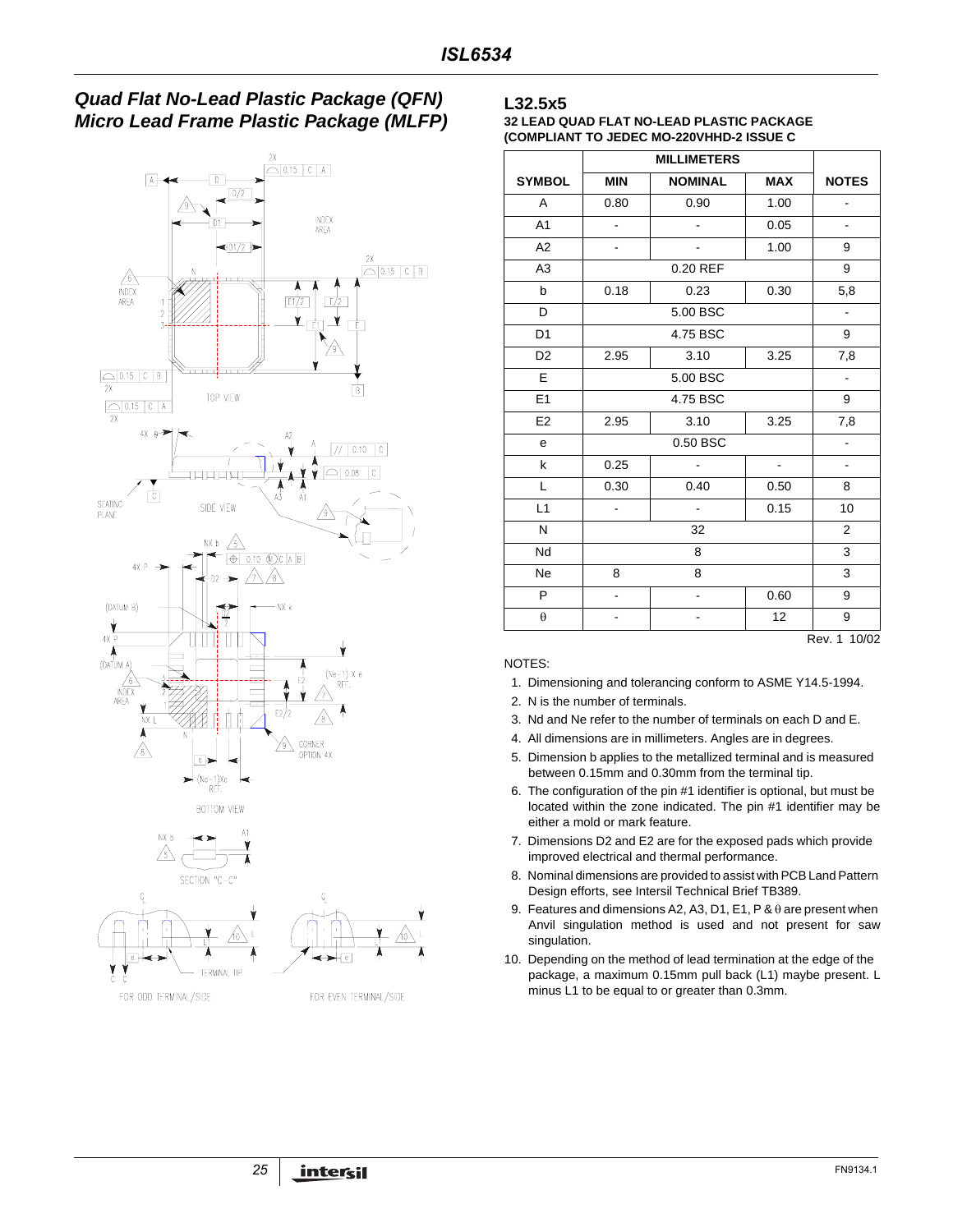## Quad Flat No-Lead Plastic Package (QFN) Micro Lead Frame Plastic Package (MLFP)

### L32.5x5

**32 LEAD QUAD FLAT NO-LEAD PLASTIC PACKAGE (COMPLIANT TO JEDEC MO-220VHHD-2 ISSUE C**

| SYMBOL | MILLIMETERS | | | NOTES |
|---|---|---|---|---|
| | MIN | NOMINAL | MAX | |
| A | 0.80 | 0.90 | 1.00 | - |
| A1 | - | - | 0.05 | - |
| A2 | - | - | 1.00 | 9 |
| A3 | 0.20 REF | | | 9 |
| b | 0.18 | 0.23 | 0.30 | 5,8 |
| D | 5.00 BSC | | | - |
| D1 | 4.75 BSC | | | 9 |
| D2 | 2.95 | 3.10 | 3.25 | 7,8 |
| E | 5.00 BSC | | | - |
| E1 | 4.75 BSC | | | 9 |
| E2 | 2.95 | 3.10 | 3.25 | 7,8 |
| e | 0.50 BSC | | | - |
| k | 0.25 | - | - | - |
| L | 0.30 | 0.40 | 0.50 | 8 |
| L1 | - | - | 0.15 | 10 |
| N | 32 | | | 2 |
| Nd | 8 | | | 3 |
| Ne | 8 | 8 | | 3 |
| P | - | - | 0.60 | 9 |
| θ | - | - | 12 | 9 |

Rev. 1 10/02

NOTES:

1. Dimensioning and tolerancing conform to ASME Y14.5-1994.
2. N is the number of terminals.
3. Nd and Ne refer to the number of terminals on each D and E.
4. All dimensions are in millimeters. Angles are in degrees.
5. Dimension b applies to the metallized terminal and is measured between 0.15mm and 0.30mm from the terminal tip.
6. The configuration of the pin #1 identifier is optional, but must be located within the zone indicated. The pin #1 identifier may be either a mold or mark feature.
7. Dimensions D2 and E2 are for the exposed pads which provide improved electrical and thermal performance.
8. Nominal dimensions are provided to assist with PCB Land Pattern Design efforts, see Intersil Technical Brief TB389.
9. Features and dimensions A2, A3, D1, E1, P & θ are present when Anvil singulation method is used and not present for saw singulation.
10. Depending on the method of lead termination at the edge of the package, a maximum 0.15mm pull back (L1) maybe present. L minus L1 to be equal to or greater than 0.3mm.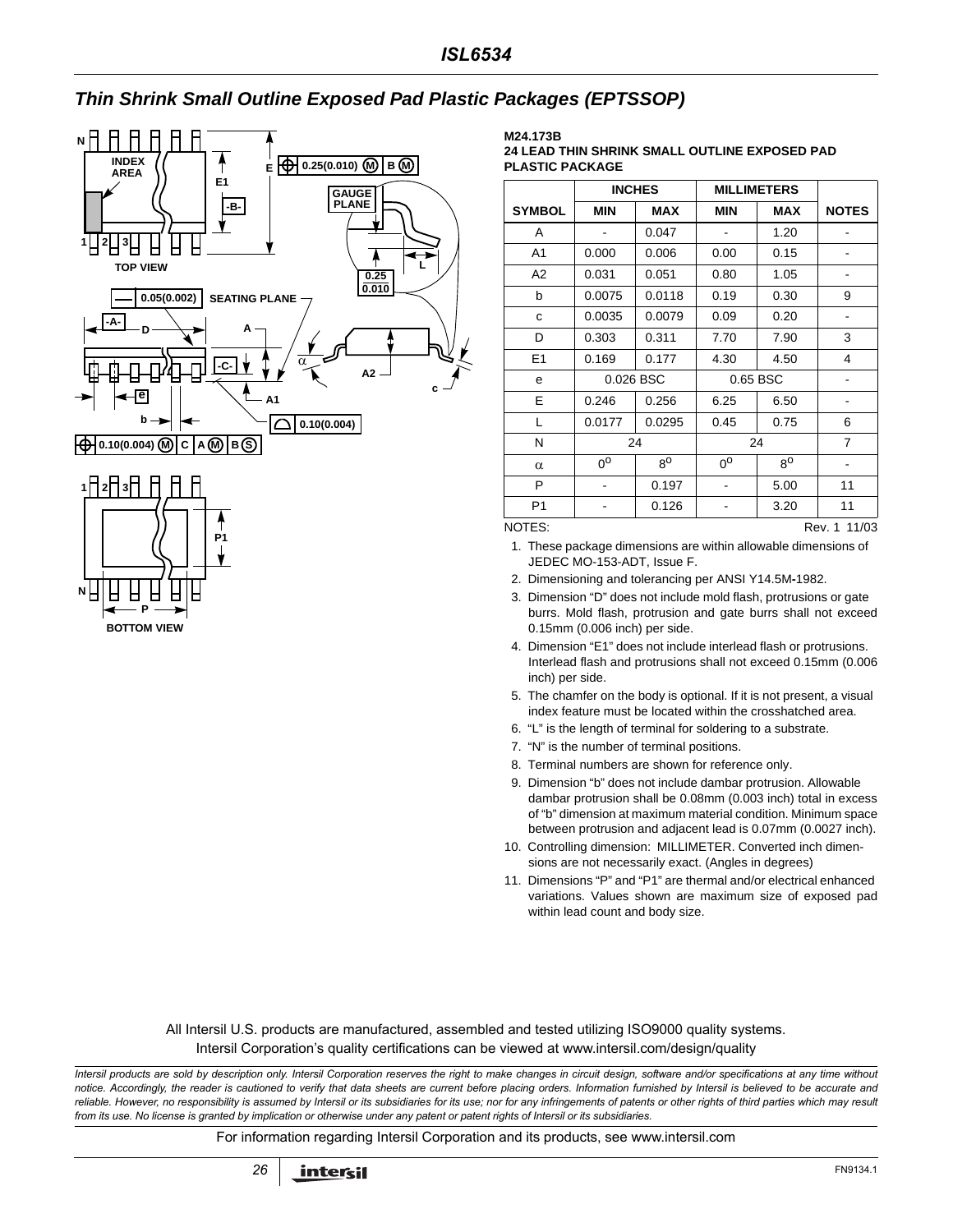## Thin Shrink Small Outline Exposed Pad Plastic Packages (EPTSSOP)

N
INDEX AREA
E1
E
0.25(0.010) M B M
GAUGE PLANE
-B-
1 2 3
L
0.25
0.010
TOP VIEW
0.05(0.002)
SEATING PLANE
-A-
D
A
α
-C-
A2
e
A1
c
b
0.10(0.004)
0.10(0.004) M C A M B S

1 2 3
P1
N
P
BOTTOM VIEW

**M24.173B**
**24 LEAD THIN SHRINK SMALL OUTLINE EXPOSED PAD PLASTIC PACKAGE**

| | INCHES | | MILLIMETERS | | |
|---|---|---|---|---|---|
| **SYMBOL** | **MIN** | **MAX** | **MIN** | **MAX** | **NOTES** |
| A | - | 0.047 | - | 1.20 | - |
| A1 | 0.000 | 0.006 | 0.00 | 0.15 | - |
| A2 | 0.031 | 0.051 | 0.80 | 1.05 | - |
| b | 0.0075 | 0.0118 | 0.19 | 0.30 | 9 |
| c | 0.0035 | 0.0079 | 0.09 | 0.20 | - |
| D | 0.303 | 0.311 | 7.70 | 7.90 | 3 |
| E1 | 0.169 | 0.177 | 4.30 | 4.50 | 4 |
| e | 0.026 BSC | | 0.65 BSC | | - |
| E | 0.246 | 0.256 | 6.25 | 6.50 | - |
| L | 0.0177 | 0.0295 | 0.45 | 0.75 | 6 |
| N | 24 | | 24 | | 7 |
| α | $0^o$ | $8^o$ | $0^o$ | $8^o$ | - |
| P | - | 0.197 | - | 5.00 | 11 |
| P1 | - | 0.126 | - | 3.20 | 11 |

NOTES: Rev. 1 11/03

1. These package dimensions are within allowable dimensions of JEDEC MO-153-ADT, Issue F.
2. Dimensioning and tolerancing per ANSI Y14.5M-1982.
3. Dimension "D" does not include mold flash, protrusions or gate burrs. Mold flash, protrusion and gate burrs shall not exceed 0.15mm (0.006 inch) per side.
4. Dimension "E1" does not include interlead flash or protrusions. Interlead flash and protrusions shall not exceed 0.15mm (0.006 inch) per side.
5. The chamfer on the body is optional. If it is not present, a visual index feature must be located within the crosshatched area.
6. "L" is the length of terminal for soldering to a substrate.
7. "N" is the number of terminal positions.
8. Terminal numbers are shown for reference only.
9. Dimension "b" does not include dambar protrusion. Allowable dambar protrusion shall be 0.08mm (0.003 inch) total in excess of "b" dimension at maximum material condition. Minimum space between protrusion and adjacent lead is 0.07mm (0.0027 inch).
10. Controlling dimension: MILLIMETER. Converted inch dimensions are not necessarily exact. (Angles in degrees)
11. Dimensions "P" and "P1" are thermal and/or electrical enhanced variations. Values shown are maximum size of exposed pad within lead count and body size.

All Intersil U.S. products are manufactured, assembled and tested utilizing ISO9000 quality systems.
Intersil Corporation's quality certifications can be viewed at www.intersil.com/design/quality

*Intersil products are sold by description only. Intersil Corporation reserves the right to make changes in circuit design, software and/or specifications at any time without notice. Accordingly, the reader is cautioned to verify that data sheets are current before placing orders. Information furnished by Intersil is believed to be accurate and reliable. However, no responsibility is assumed by Intersil or its subsidiaries for its use; nor for any infringements of patents or other rights of third parties which may result from its use. No license is granted by implication or otherwise under any patent or patent rights of Intersil or its subsidiaries.*

For information regarding Intersil Corporation and its products, see www.intersil.com